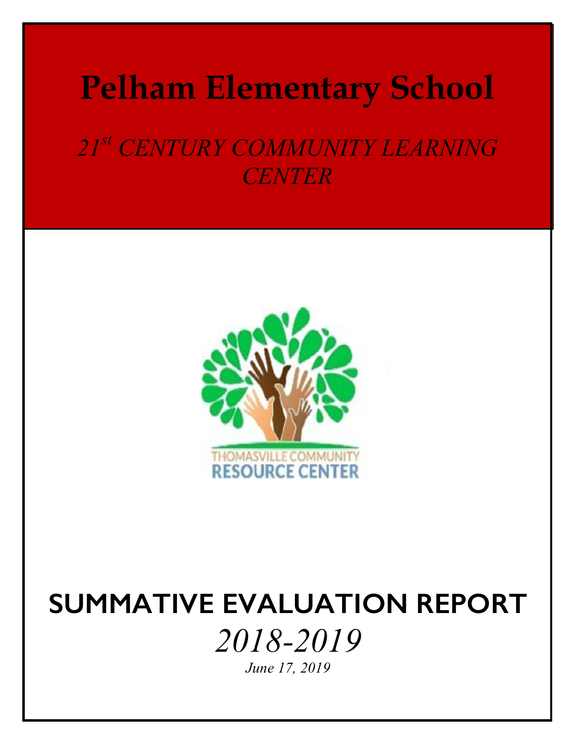# Pelham Elementary School

*21st CENTURY COMMUNITY LEARNING CENTER*

THOMASVILLE COMMUNITY RESOURCE CENTER

# SUMMATIVE EVALUATION REPORT

*2018-2019*

*June 17, 2019*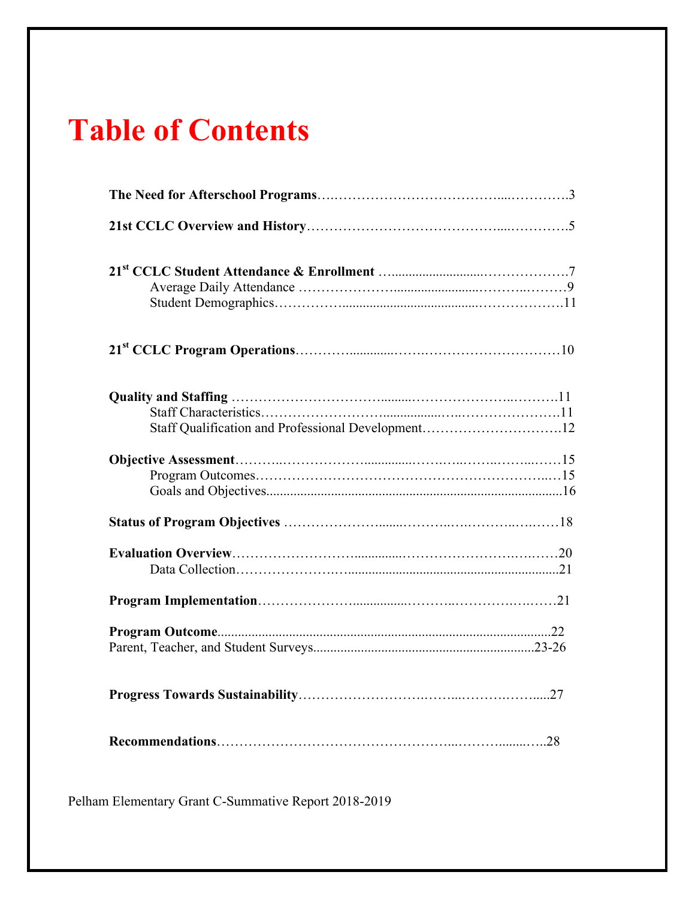# Table of Contents

**The Need for Afterschool Programs** …………………………………………………3

**21st CCLC Overview and History** ……………………………………………………5

**21st CCLC Student Attendance & Enrollment** ………………………………………7
- Average Daily Attendance ……………………………………………………………9
- Student Demographics ……………………………………………………………11

**21st CCLC Program Operations** ……………………………………………………10

**Quality and Staffing** …………………………………………………………………11
- Staff Characteristics …………………………………………………………………11
- Staff Qualification and Professional Development ………………………………12

**Objective Assessment** ………………………………………………………………15
- Program Outcomes …………………………………………………………………15
- Goals and Objectives ………………………………………………………………16

**Status of Program Objectives** ………………………………………………………18

**Evaluation Overview** …………………………………………………………………20
- Data Collection ………………………………………………………………………21

**Program Implementation** ……………………………………………………………21

**Program Outcome** ……………………………………………………………………22

Parent, Teacher, and Student Surveys ………………………………………………23-26

**Progress Towards Sustainability** ……………………………………………………27

**Recommendations** …………………………………………………………………28

Pelham Elementary Grant C-Summative Report 2018-2019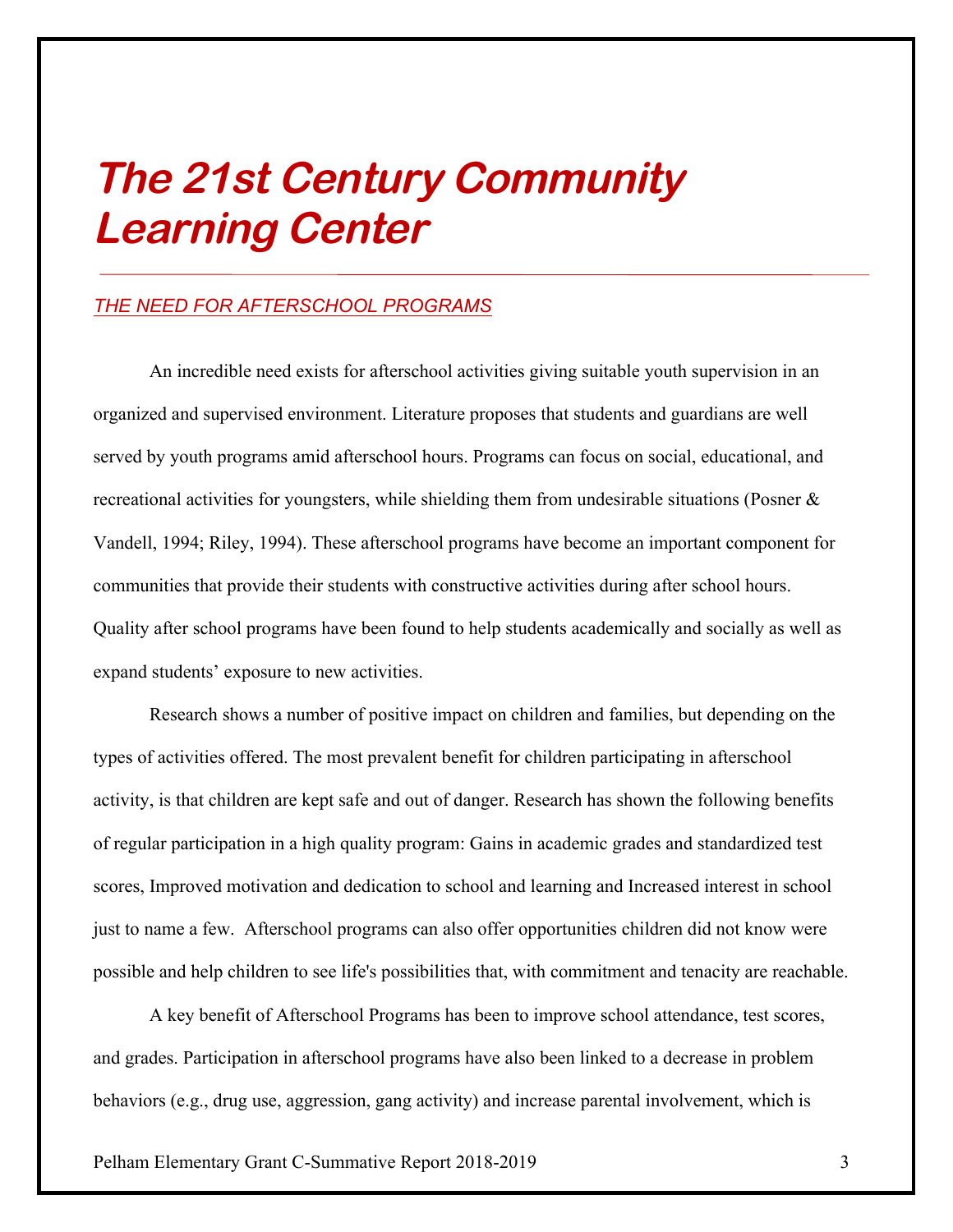# *The 21st Century Community Learning Center*

## *THE NEED FOR AFTERSCHOOL PROGRAMS*

An incredible need exists for afterschool activities giving suitable youth supervision in an organized and supervised environment. Literature proposes that students and guardians are well served by youth programs amid afterschool hours. Programs can focus on social, educational, and recreational activities for youngsters, while shielding them from undesirable situations (Posner & Vandell, 1994; Riley, 1994). These afterschool programs have become an important component for communities that provide their students with constructive activities during after school hours. Quality after school programs have been found to help students academically and socially as well as expand students' exposure to new activities.

Research shows a number of positive impact on children and families, but depending on the types of activities offered. The most prevalent benefit for children participating in afterschool activity, is that children are kept safe and out of danger. Research has shown the following benefits of regular participation in a high quality program: Gains in academic grades and standardized test scores, Improved motivation and dedication to school and learning and Increased interest in school just to name a few. Afterschool programs can also offer opportunities children did not know were possible and help children to see life's possibilities that, with commitment and tenacity are reachable.

A key benefit of Afterschool Programs has been to improve school attendance, test scores, and grades. Participation in afterschool programs have also been linked to a decrease in problem behaviors (e.g., drug use, aggression, gang activity) and increase parental involvement, which is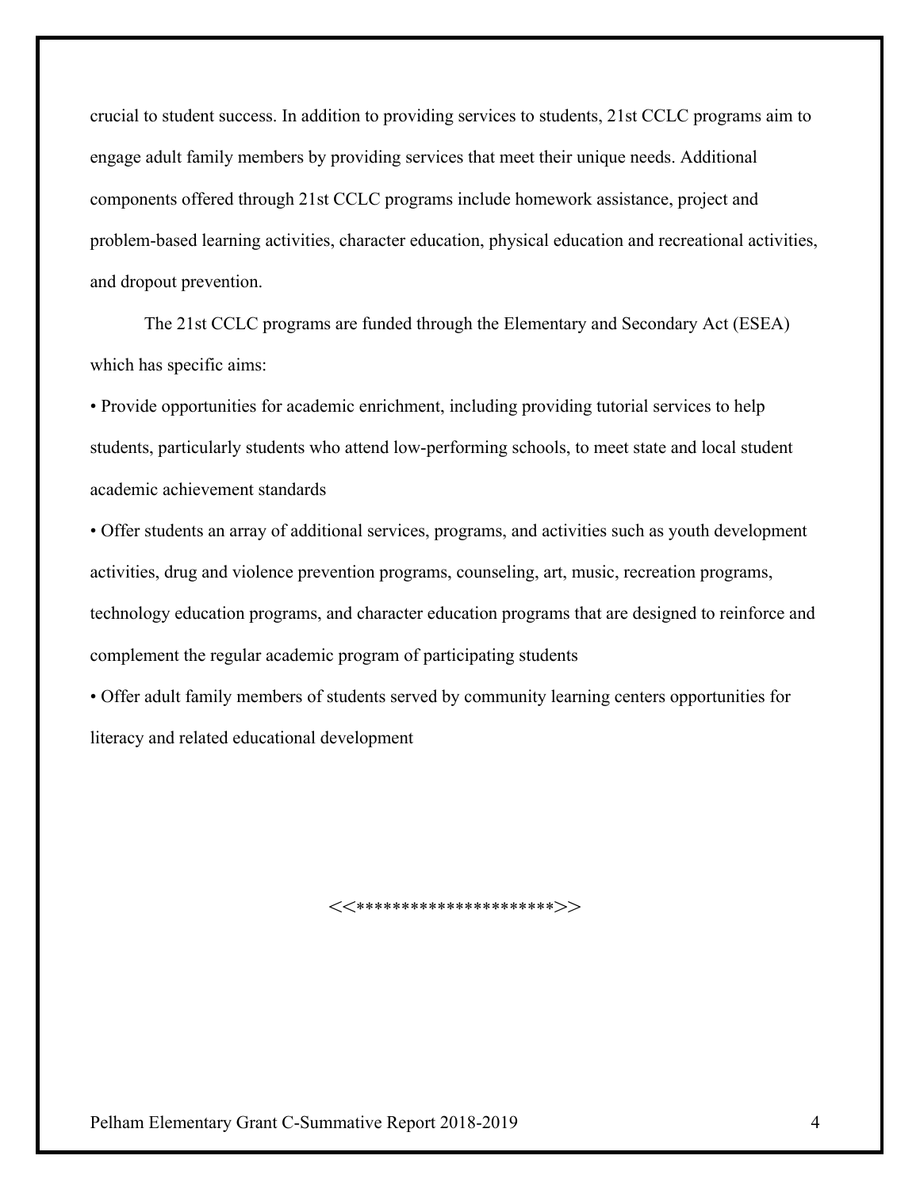crucial to student success. In addition to providing services to students, 21st CCLC programs aim to engage adult family members by providing services that meet their unique needs. Additional components offered through 21st CCLC programs include homework assistance, project and problem-based learning activities, character education, physical education and recreational activities, and dropout prevention.

The 21st CCLC programs are funded through the Elementary and Secondary Act (ESEA) which has specific aims:

- Provide opportunities for academic enrichment, including providing tutorial services to help students, particularly students who attend low-performing schools, to meet state and local student academic achievement standards
- Offer students an array of additional services, programs, and activities such as youth development activities, drug and violence prevention programs, counseling, art, music, recreation programs, technology education programs, and character education programs that are designed to reinforce and complement the regular academic program of participating students
- Offer adult family members of students served by community learning centers opportunities for literacy and related educational development

<<**********************>>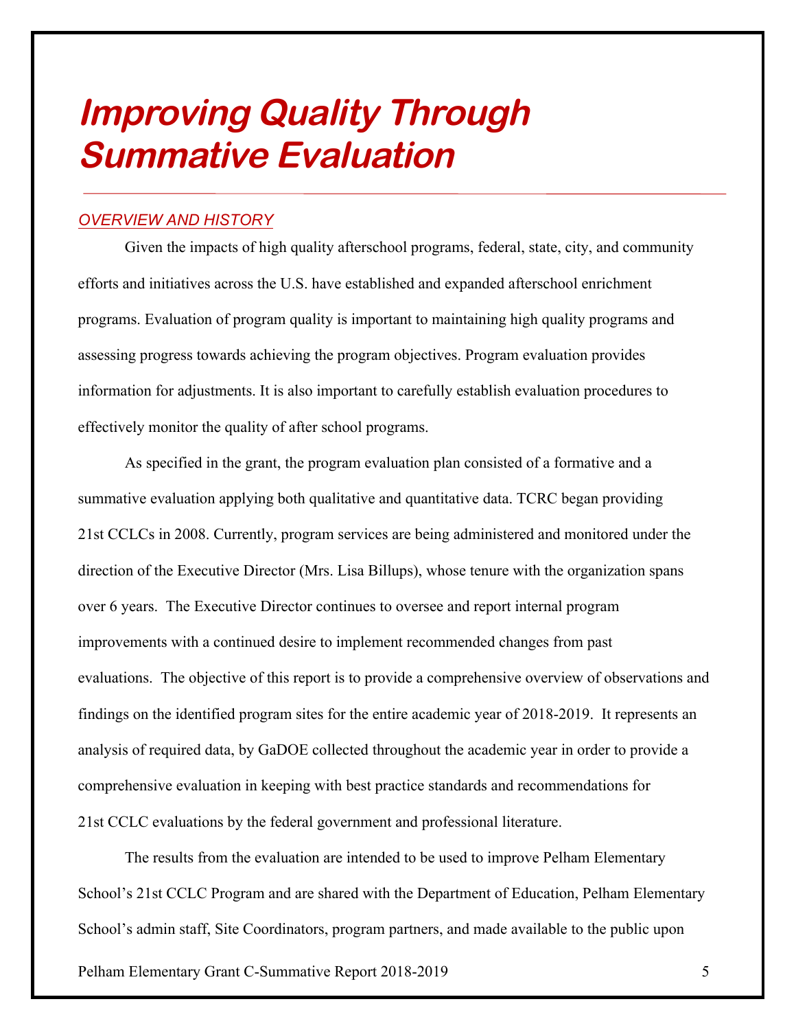# Improving Quality Through Summative Evaluation

## OVERVIEW AND HISTORY

Given the impacts of high quality afterschool programs, federal, state, city, and community efforts and initiatives across the U.S. have established and expanded afterschool enrichment programs. Evaluation of program quality is important to maintaining high quality programs and assessing progress towards achieving the program objectives. Program evaluation provides information for adjustments. It is also important to carefully establish evaluation procedures to effectively monitor the quality of after school programs.

As specified in the grant, the program evaluation plan consisted of a formative and a summative evaluation applying both qualitative and quantitative data. TCRC began providing 21st CCLCs in 2008. Currently, program services are being administered and monitored under the direction of the Executive Director (Mrs. Lisa Billups), whose tenure with the organization spans over 6 years. The Executive Director continues to oversee and report internal program improvements with a continued desire to implement recommended changes from past evaluations. The objective of this report is to provide a comprehensive overview of observations and findings on the identified program sites for the entire academic year of 2018-2019. It represents an analysis of required data, by GaDOE collected throughout the academic year in order to provide a comprehensive evaluation in keeping with best practice standards and recommendations for 21st CCLC evaluations by the federal government and professional literature.

The results from the evaluation are intended to be used to improve Pelham Elementary School's 21st CCLC Program and are shared with the Department of Education, Pelham Elementary School's admin staff, Site Coordinators, program partners, and made available to the public upon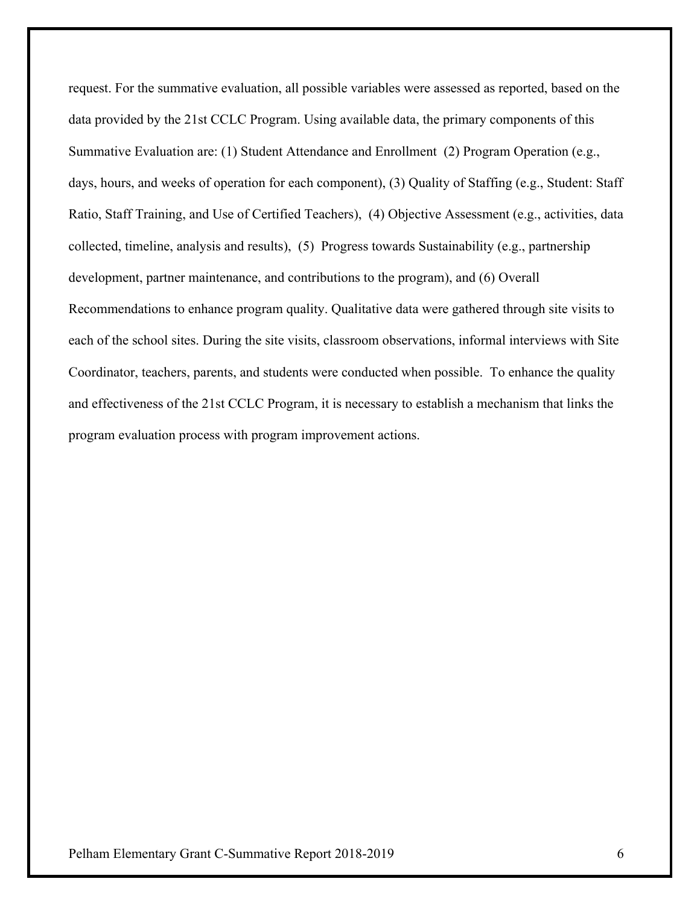request. For the summative evaluation, all possible variables were assessed as reported, based on the data provided by the 21st CCLC Program. Using available data, the primary components of this Summative Evaluation are: (1) Student Attendance and Enrollment (2) Program Operation (e.g., days, hours, and weeks of operation for each component), (3) Quality of Staffing (e.g., Student: Staff Ratio, Staff Training, and Use of Certified Teachers), (4) Objective Assessment (e.g., activities, data collected, timeline, analysis and results), (5) Progress towards Sustainability (e.g., partnership development, partner maintenance, and contributions to the program), and (6) Overall Recommendations to enhance program quality. Qualitative data were gathered through site visits to each of the school sites. During the site visits, classroom observations, informal interviews with Site Coordinator, teachers, parents, and students were conducted when possible. To enhance the quality and effectiveness of the 21st CCLC Program, it is necessary to establish a mechanism that links the program evaluation process with program improvement actions.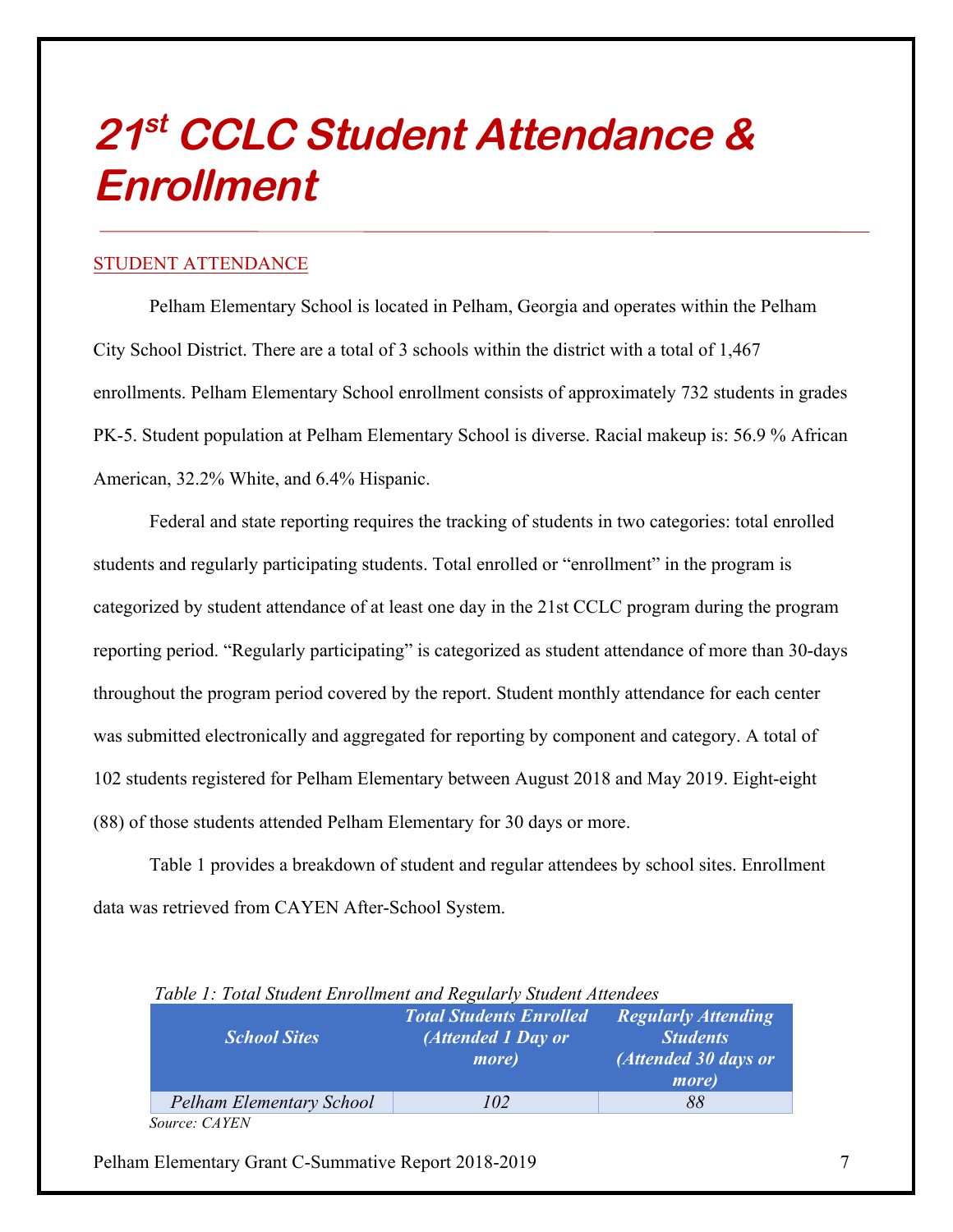# 21st CCLC Student Attendance & Enrollment

## STUDENT ATTENDANCE

Pelham Elementary School is located in Pelham, Georgia and operates within the Pelham City School District. There are a total of 3 schools within the district with a total of 1,467 enrollments. Pelham Elementary School enrollment consists of approximately 732 students in grades PK-5. Student population at Pelham Elementary School is diverse. Racial makeup is: 56.9 % African American, 32.2% White, and 6.4% Hispanic.

Federal and state reporting requires the tracking of students in two categories: total enrolled students and regularly participating students. Total enrolled or "enrollment" in the program is categorized by student attendance of at least one day in the 21st CCLC program during the program reporting period. "Regularly participating" is categorized as student attendance of more than 30-days throughout the program period covered by the report. Student monthly attendance for each center was submitted electronically and aggregated for reporting by component and category. A total of 102 students registered for Pelham Elementary between August 2018 and May 2019. Eight-eight (88) of those students attended Pelham Elementary for 30 days or more.

Table 1 provides a breakdown of student and regular attendees by school sites. Enrollment data was retrieved from CAYEN After-School System.

*Table 1: Total Student Enrollment and Regularly Student Attendees*

| *School Sites* | *Total Students Enrolled (Attended 1 Day or more)* | *Regularly Attending Students (Attended 30 days or more)* |
|---|---|---|
| *Pelham Elementary School* | *102* | *88* |

*Source: CAYEN*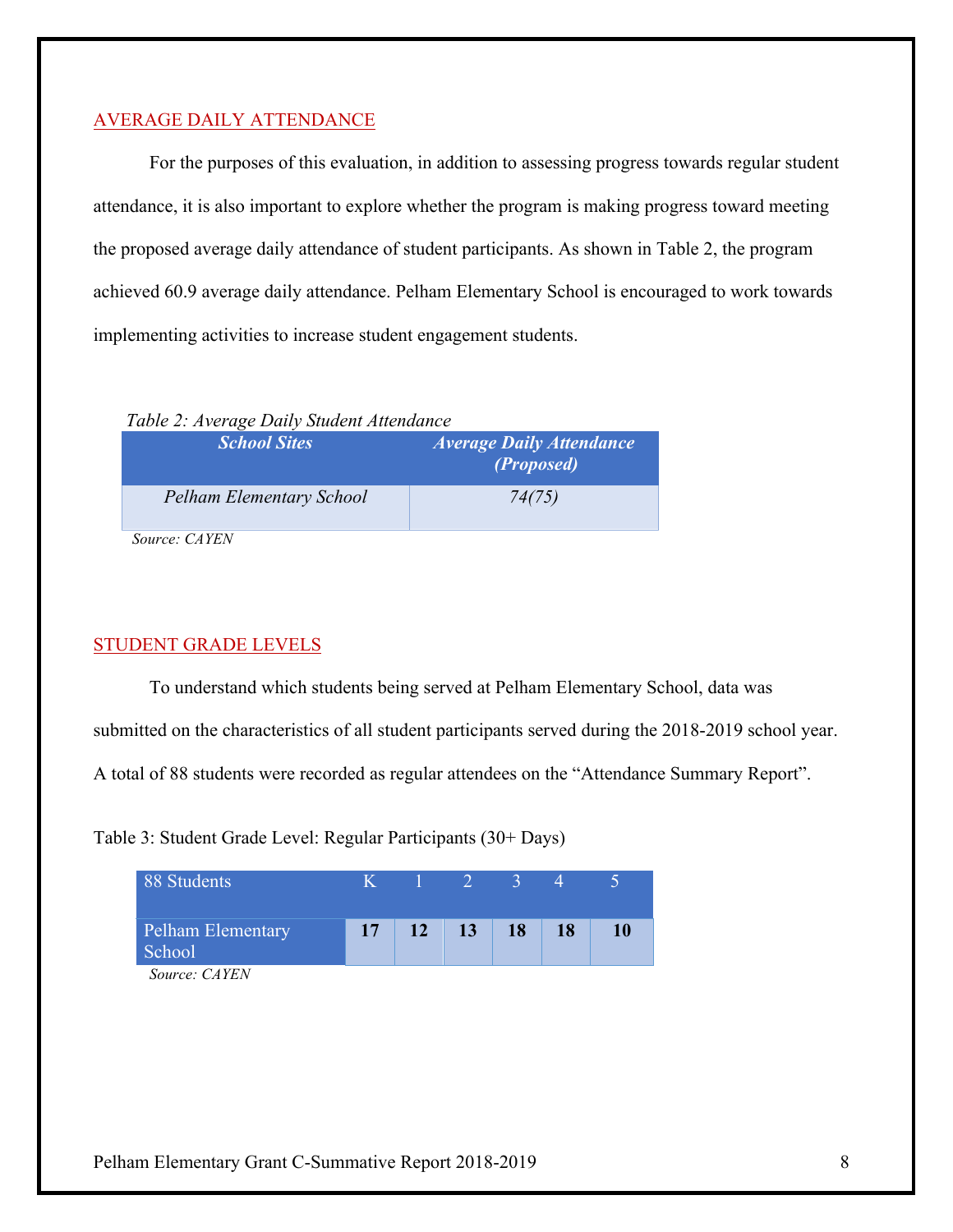## AVERAGE DAILY ATTENDANCE

For the purposes of this evaluation, in addition to assessing progress towards regular student attendance, it is also important to explore whether the program is making progress toward meeting the proposed average daily attendance of student participants. As shown in Table 2, the program achieved 60.9 average daily attendance. Pelham Elementary School is encouraged to work towards implementing activities to increase student engagement students.

*Table 2: Average Daily Student Attendance*

| *School Sites* | *Average Daily Attendance (Proposed)* |
|---|---|
| *Pelham Elementary School* | *74(75)* |

*Source: CAYEN*

## STUDENT GRADE LEVELS

To understand which students being served at Pelham Elementary School, data was submitted on the characteristics of all student participants served during the 2018-2019 school year. A total of 88 students were recorded as regular attendees on the "Attendance Summary Report".

Table 3: Student Grade Level: Regular Participants (30+ Days)

| 88 Students | K | 1 | 2 | 3 | 4 | 5 |
|---|---|---|---|---|---|---|
| Pelham Elementary School | **17** | **12** | **13** | **18** | **18** | **10** |

*Source: CAYEN*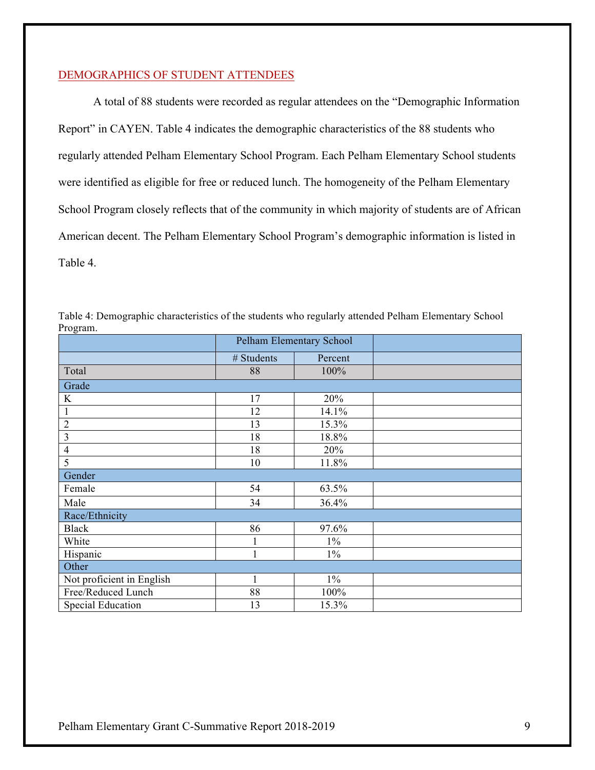## DEMOGRAPHICS OF STUDENT ATTENDEES

A total of 88 students were recorded as regular attendees on the "Demographic Information Report" in CAYEN. Table 4 indicates the demographic characteristics of the 88 students who regularly attended Pelham Elementary School Program. Each Pelham Elementary School students were identified as eligible for free or reduced lunch. The homogeneity of the Pelham Elementary School Program closely reflects that of the community in which majority of students are of African American decent. The Pelham Elementary School Program's demographic information is listed in Table 4.

Table 4: Demographic characteristics of the students who regularly attended Pelham Elementary School Program.

| | Pelham Elementary School | | |
|---|---|---|---|
| | # Students | Percent | |
| Total | 88 | 100% | |
| Grade | | | |
| K | 17 | 20% | |
| 1 | 12 | 14.1% | |
| 2 | 13 | 15.3% | |
| 3 | 18 | 18.8% | |
| 4 | 18 | 20% | |
| 5 | 10 | 11.8% | |
| Gender | | | |
| Female | 54 | 63.5% | |
| Male | 34 | 36.4% | |
| Race/Ethnicity | | | |
| Black | 86 | 97.6% | |
| White | 1 | 1% | |
| Hispanic | 1 | 1% | |
| Other | | | |
| Not proficient in English | 1 | 1% | |
| Free/Reduced Lunch | 88 | 100% | |
| Special Education | 13 | 15.3% | |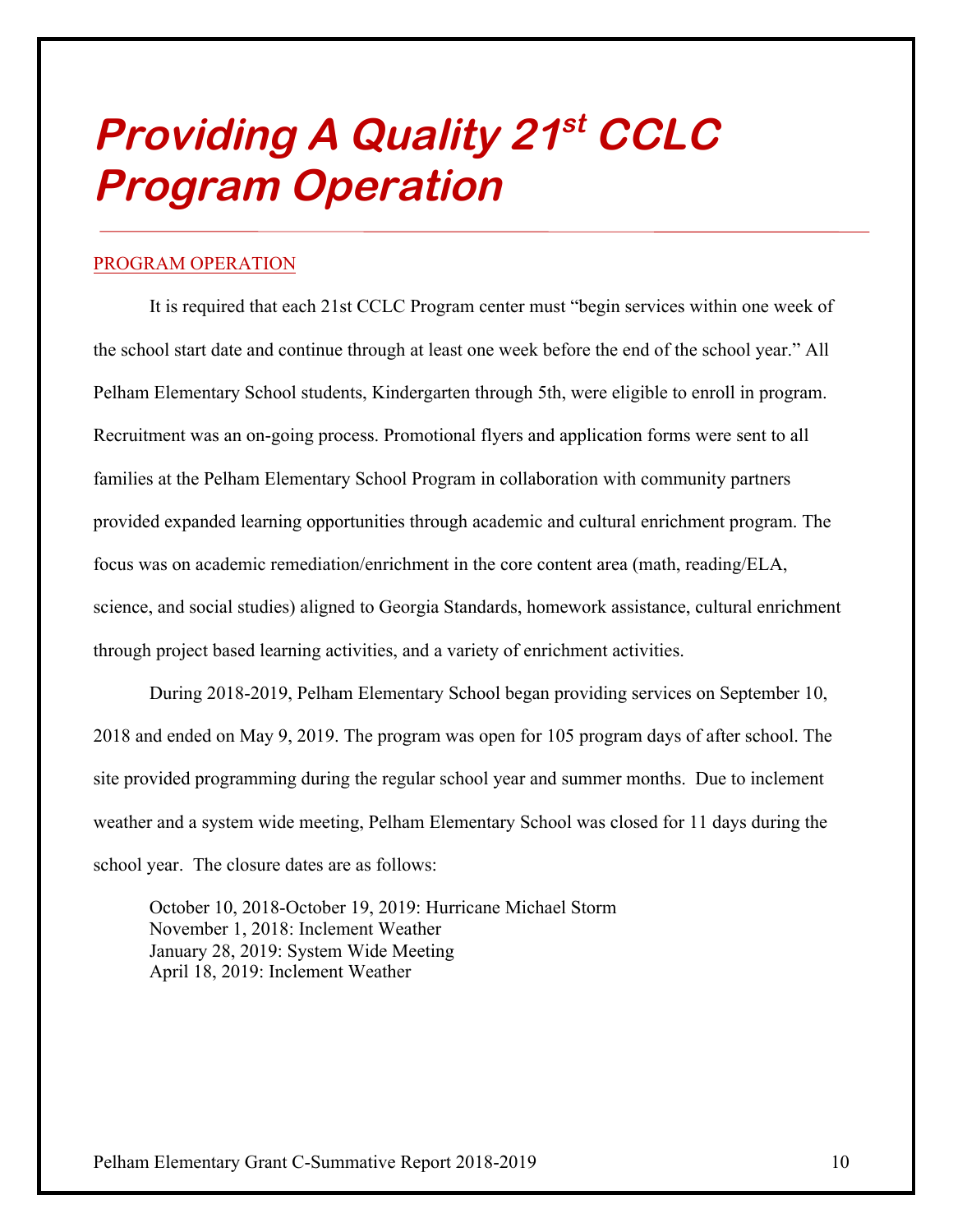# Providing A Quality 21st CCLC Program Operation

## PROGRAM OPERATION

It is required that each 21st CCLC Program center must "begin services within one week of the school start date and continue through at least one week before the end of the school year." All Pelham Elementary School students, Kindergarten through 5th, were eligible to enroll in program. Recruitment was an on-going process. Promotional flyers and application forms were sent to all families at the Pelham Elementary School Program in collaboration with community partners provided expanded learning opportunities through academic and cultural enrichment program. The focus was on academic remediation/enrichment in the core content area (math, reading/ELA, science, and social studies) aligned to Georgia Standards, homework assistance, cultural enrichment through project based learning activities, and a variety of enrichment activities.

During 2018-2019, Pelham Elementary School began providing services on September 10, 2018 and ended on May 9, 2019. The program was open for 105 program days of after school. The site provided programming during the regular school year and summer months. Due to inclement weather and a system wide meeting, Pelham Elementary School was closed for 11 days during the school year. The closure dates are as follows:

October 10, 2018-October 19, 2019: Hurricane Michael Storm
November 1, 2018: Inclement Weather
January 28, 2019: System Wide Meeting
April 18, 2019: Inclement Weather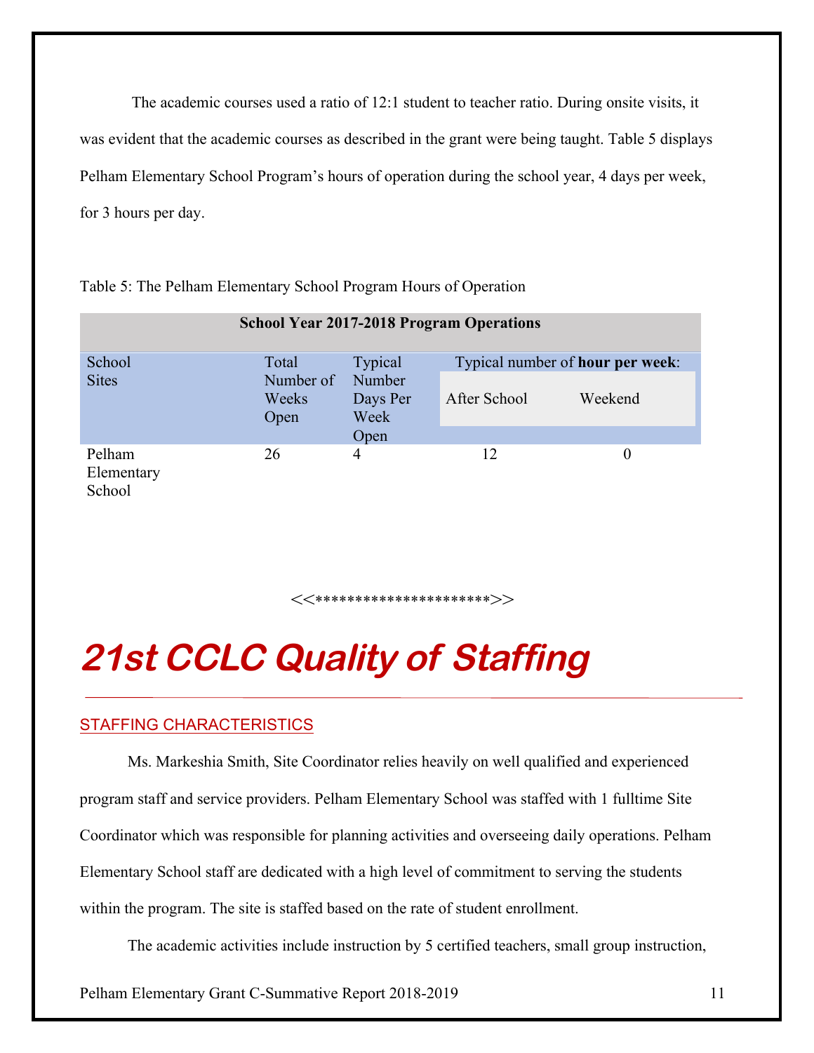The academic courses used a ratio of 12:1 student to teacher ratio. During onsite visits, it was evident that the academic courses as described in the grant were being taught. Table 5 displays Pelham Elementary School Program's hours of operation during the school year, 4 days per week, for 3 hours per day.

Table 5: The Pelham Elementary School Program Hours of Operation

| School Year 2017-2018 Program Operations | | | | |
|---|---|---|---|---|
| School Sites | Total Number of Weeks Open | Typical Number Days Per Week Open | Typical number of **hour per week**: | |
| | | | After School | Weekend |
| Pelham Elementary School | 26 | 4 | 12 | 0 |

<<**********************>>

# 21st CCLC Quality of Staffing

## STAFFING CHARACTERISTICS

Ms. Markeshia Smith, Site Coordinator relies heavily on well qualified and experienced program staff and service providers. Pelham Elementary School was staffed with 1 fulltime Site Coordinator which was responsible for planning activities and overseeing daily operations. Pelham Elementary School staff are dedicated with a high level of commitment to serving the students within the program. The site is staffed based on the rate of student enrollment.

The academic activities include instruction by 5 certified teachers, small group instruction,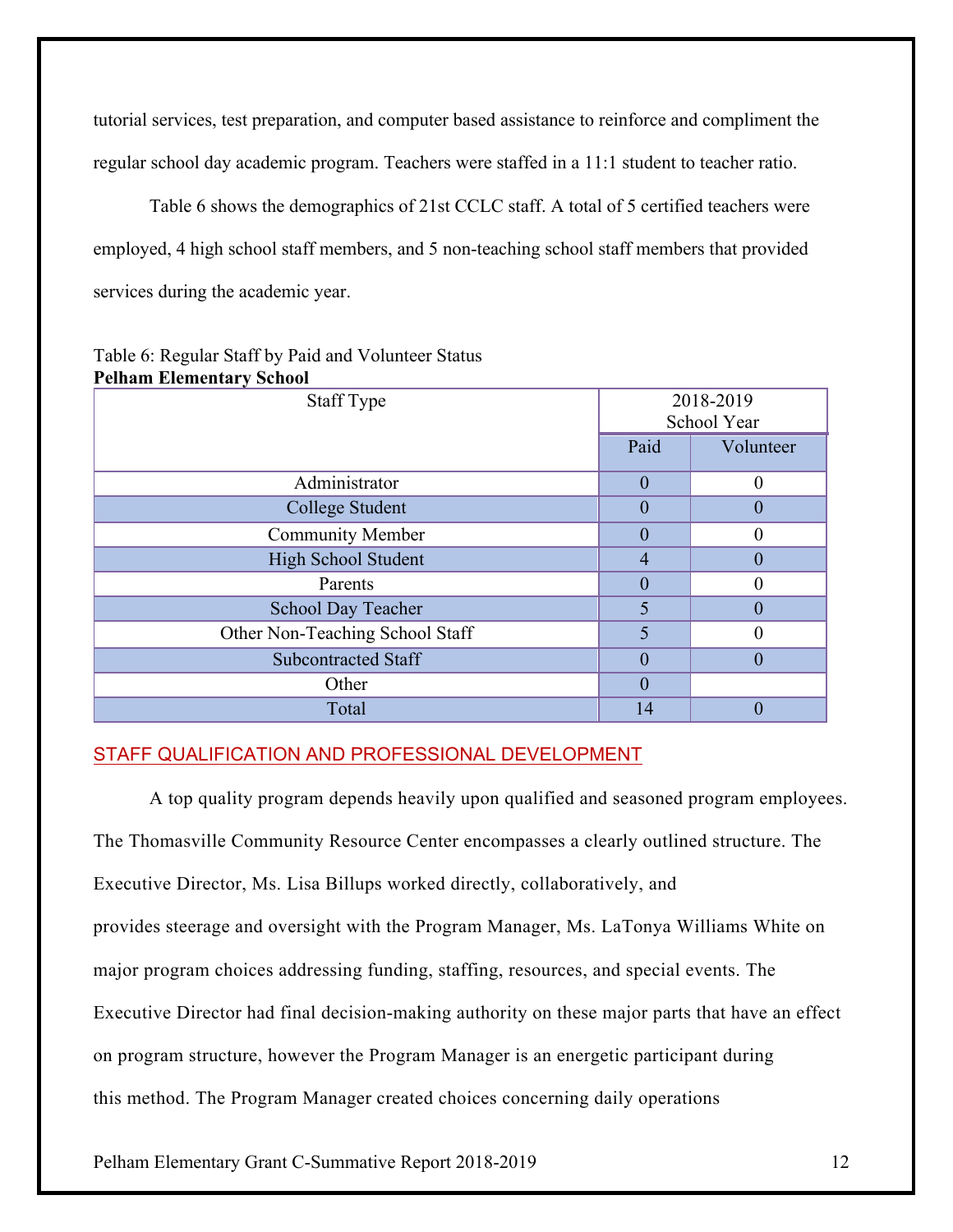tutorial services, test preparation, and computer based assistance to reinforce and compliment the regular school day academic program. Teachers were staffed in a 11:1 student to teacher ratio.

Table 6 shows the demographics of 21st CCLC staff. A total of 5 certified teachers were employed, 4 high school staff members, and 5 non-teaching school staff members that provided services during the academic year.

Table 6: Regular Staff by Paid and Volunteer Status

**Pelham Elementary School**

| Staff Type | 2018-2019 School Year | |
|---|---|---|
| | Paid | Volunteer |
| Administrator | 0 | 0 |
| College Student | 0 | 0 |
| Community Member | 0 | 0 |
| High School Student | 4 | 0 |
| Parents | 0 | 0 |
| School Day Teacher | 5 | 0 |
| Other Non-Teaching School Staff | 5 | 0 |
| Subcontracted Staff | 0 | 0 |
| Other | 0 | |
| Total | 14 | 0 |

## STAFF QUALIFICATION AND PROFESSIONAL DEVELOPMENT

A top quality program depends heavily upon qualified and seasoned program employees. The Thomasville Community Resource Center encompasses a clearly outlined structure. The Executive Director, Ms. Lisa Billups worked directly, collaboratively, and provides steerage and oversight with the Program Manager, Ms. LaTonya Williams White on major program choices addressing funding, staffing, resources, and special events. The Executive Director had final decision-making authority on these major parts that have an effect on program structure, however the Program Manager is an energetic participant during this method. The Program Manager created choices concerning daily operations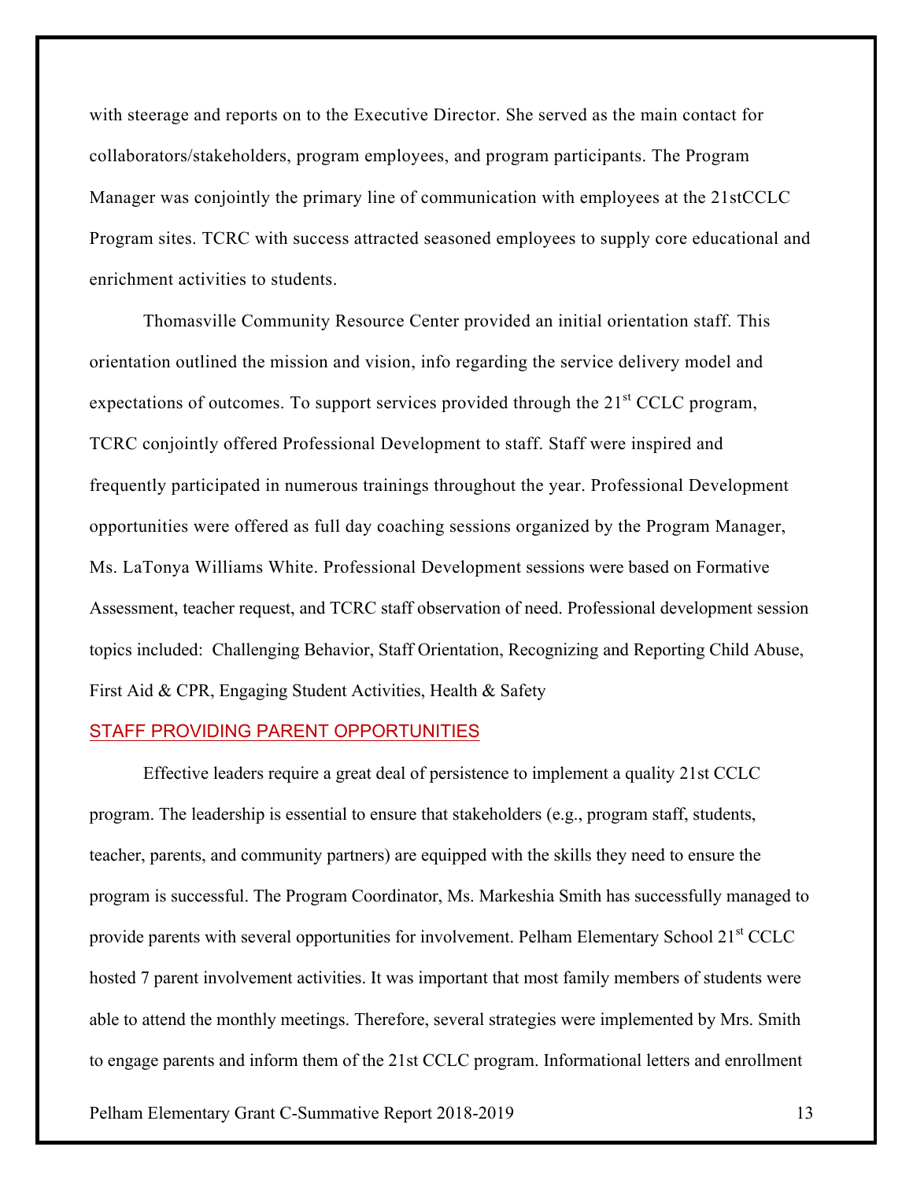with steerage and reports on to the Executive Director. She served as the main contact for collaborators/stakeholders, program employees, and program participants. The Program Manager was conjointly the primary line of communication with employees at the 21stCCLC Program sites. TCRC with success attracted seasoned employees to supply core educational and enrichment activities to students.

Thomasville Community Resource Center provided an initial orientation staff. This orientation outlined the mission and vision, info regarding the service delivery model and expectations of outcomes. To support services provided through the 21st CCLC program, TCRC conjointly offered Professional Development to staff. Staff were inspired and frequently participated in numerous trainings throughout the year. Professional Development opportunities were offered as full day coaching sessions organized by the Program Manager, Ms. LaTonya Williams White. Professional Development sessions were based on Formative Assessment, teacher request, and TCRC staff observation of need. Professional development session topics included: Challenging Behavior, Staff Orientation, Recognizing and Reporting Child Abuse, First Aid & CPR, Engaging Student Activities, Health & Safety

## STAFF PROVIDING PARENT OPPORTUNITIES

Effective leaders require a great deal of persistence to implement a quality 21st CCLC program. The leadership is essential to ensure that stakeholders (e.g., program staff, students, teacher, parents, and community partners) are equipped with the skills they need to ensure the program is successful. The Program Coordinator, Ms. Markeshia Smith has successfully managed to provide parents with several opportunities for involvement. Pelham Elementary School 21st CCLC hosted 7 parent involvement activities. It was important that most family members of students were able to attend the monthly meetings. Therefore, several strategies were implemented by Mrs. Smith to engage parents and inform them of the 21st CCLC program. Informational letters and enrollment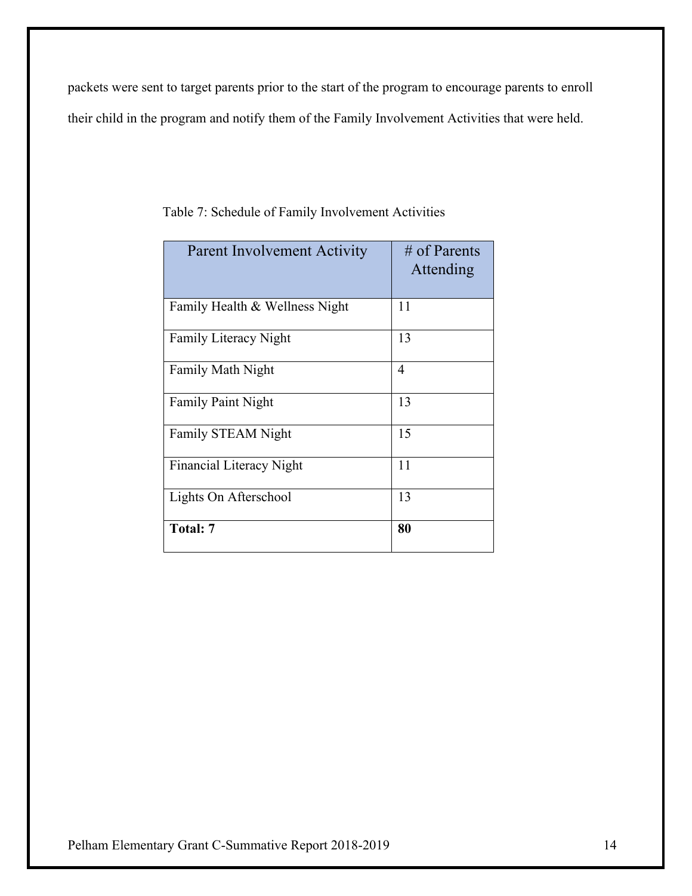packets were sent to target parents prior to the start of the program to encourage parents to enroll their child in the program and notify them of the Family Involvement Activities that were held.

Table 7: Schedule of Family Involvement Activities

| Parent Involvement Activity | # of Parents Attending |
|---|---|
| Family Health & Wellness Night | 11 |
| Family Literacy Night | 13 |
| Family Math Night | 4 |
| Family Paint Night | 13 |
| Family STEAM Night | 15 |
| Financial Literacy Night | 11 |
| Lights On Afterschool | 13 |
| **Total: 7** | **80** |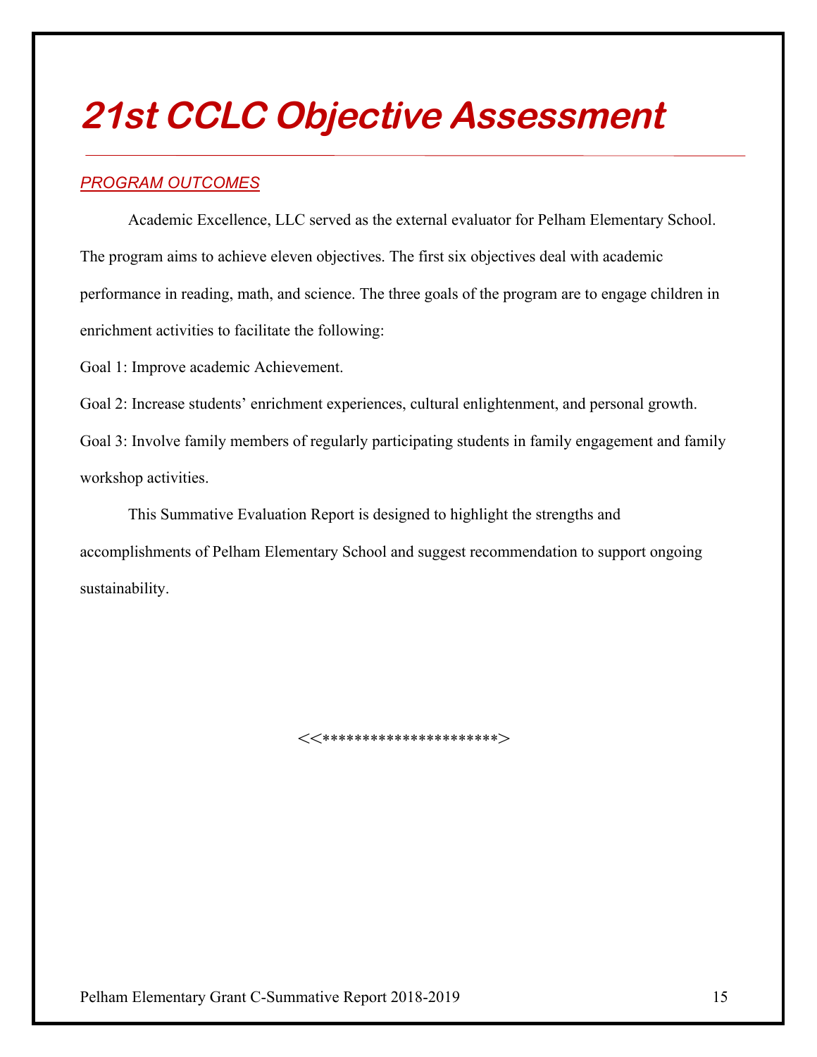# 21st CCLC Objective Assessment

## *PROGRAM OUTCOMES*

Academic Excellence, LLC served as the external evaluator for Pelham Elementary School. The program aims to achieve eleven objectives. The first six objectives deal with academic performance in reading, math, and science. The three goals of the program are to engage children in enrichment activities to facilitate the following:

Goal 1: Improve academic Achievement.

Goal 2: Increase students' enrichment experiences, cultural enlightenment, and personal growth.

Goal 3: Involve family members of regularly participating students in family engagement and family workshop activities.

This Summative Evaluation Report is designed to highlight the strengths and accomplishments of Pelham Elementary School and suggest recommendation to support ongoing sustainability.

<<*********************>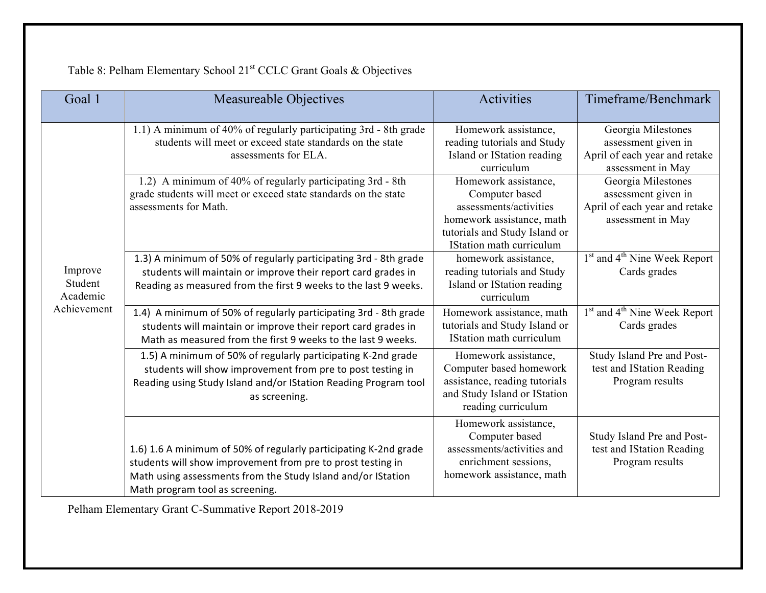Table 8: Pelham Elementary School 21st CCLC Grant Goals & Objectives

| Goal 1 | Measureable Objectives | Activities | Timeframe/Benchmark |
|---|---|---|---|
| Improve Student Academic Achievement | 1.1) A minimum of 40% of regularly participating 3rd - 8th grade students will meet or exceed state standards on the state assessments for ELA. | Homework assistance, reading tutorials and Study Island or IStation reading curriculum | Georgia Milestones assessment given in April of each year and retake assessment in May |
| | 1.2) A minimum of 40% of regularly participating 3rd - 8th grade students will meet or exceed state standards on the state assessments for Math. | Homework assistance, Computer based assessments/activities homework assistance, math tutorials and Study Island or IStation math curriculum | Georgia Milestones assessment given in April of each year and retake assessment in May |
| | 1.3) A minimum of 50% of regularly participating 3rd - 8th grade students will maintain or improve their report card grades in Reading as measured from the first 9 weeks to the last 9 weeks. | homework assistance, reading tutorials and Study Island or IStation reading curriculum | 1st and 4th Nine Week Report Cards grades |
| | 1.4) A minimum of 50% of regularly participating 3rd - 8th grade students will maintain or improve their report card grades in Math as measured from the first 9 weeks to the last 9 weeks. | Homework assistance, math tutorials and Study Island or IStation math curriculum | 1st and 4th Nine Week Report Cards grades |
| | 1.5) A minimum of 50% of regularly participating K-2nd grade students will show improvement from pre to post testing in Reading using Study Island and/or IStation Reading Program tool as screening. | Homework assistance, Computer based homework assistance, reading tutorials and Study Island or IStation reading curriculum | Study Island Pre and Post-test and IStation Reading Program results |
| | 1.6) 1.6 A minimum of 50% of regularly participating K-2nd grade students will show improvement from pre to prost testing in Math using assessments from the Study Island and/or IStation Math program tool as screening. | Homework assistance, Computer based assessments/activities and enrichment sessions, homework assistance, math | Study Island Pre and Post-test and IStation Reading Program results |

Pelham Elementary Grant C-Summative Report 2018-2019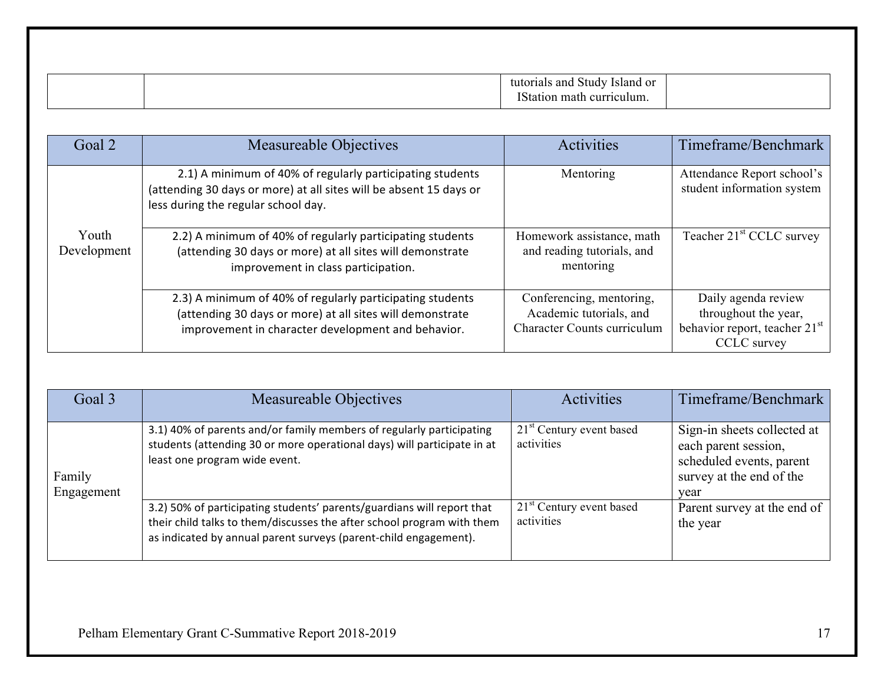| | | tutorials and Study Island or IStation math curriculum. | |
|---|---|---|---|

| Goal 2 | Measureable Objectives | Activities | Timeframe/Benchmark |
|---|---|---|---|
| Youth Development | 2.1) A minimum of 40% of regularly participating students (attending 30 days or more) at all sites will be absent 15 days or less during the regular school day. | Mentoring | Attendance Report school's student information system |
| | 2.2) A minimum of 40% of regularly participating students (attending 30 days or more) at all sites will demonstrate improvement in class participation. | Homework assistance, math and reading tutorials, and mentoring | Teacher 21st CCLC survey |
| | 2.3) A minimum of 40% of regularly participating students (attending 30 days or more) at all sites will demonstrate improvement in character development and behavior. | Conferencing, mentoring, Academic tutorials, and Character Counts curriculum | Daily agenda review throughout the year, behavior report, teacher 21st CCLC survey |

| Goal 3 | Measureable Objectives | Activities | Timeframe/Benchmark |
|---|---|---|---|
| Family Engagement | 3.1) 40% of parents and/or family members of regularly participating students (attending 30 or more operational days) will participate in at least one program wide event. | 21st Century event based activities | Sign-in sheets collected at each parent session, scheduled events, parent survey at the end of the year |
| | 3.2) 50% of participating students' parents/guardians will report that their child talks to them/discusses the after school program with them as indicated by annual parent surveys (parent-child engagement). | 21st Century event based activities | Parent survey at the end of the year |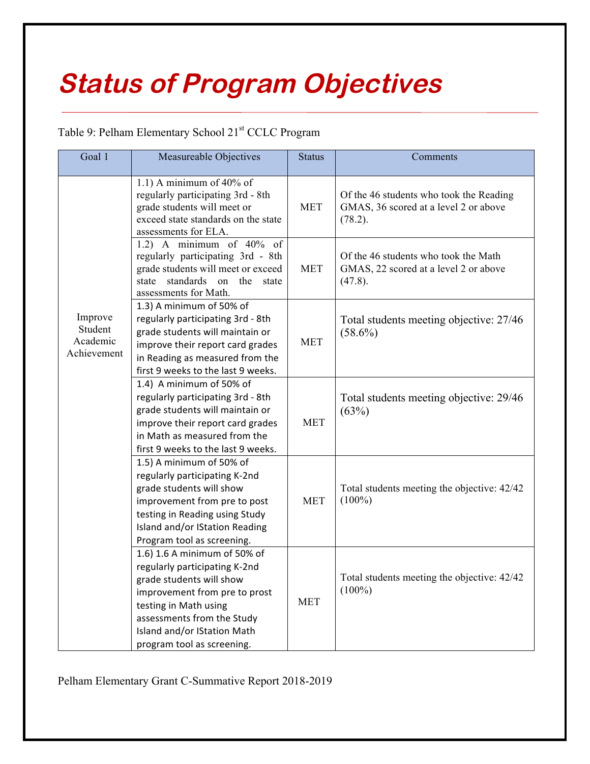# Status of Program Objectives

Table 9: Pelham Elementary School 21st CCLC Program

| Goal 1 | Measureable Objectives | Status | Comments |
|---|---|---|---|
| Improve Student Academic Achievement | 1.1) A minimum of 40% of regularly participating 3rd - 8th grade students will meet or exceed state standards on the state assessments for ELA. | MET | Of the 46 students who took the Reading GMAS, 36 scored at a level 2 or above (78.2). |
| | 1.2) A minimum of 40% of regularly participating 3rd - 8th grade students will meet or exceed state standards on the state assessments for Math. | MET | Of the 46 students who took the Math GMAS, 22 scored at a level 2 or above (47.8). |
| | 1.3) A minimum of 50% of regularly participating 3rd - 8th grade students will maintain or improve their report card grades in Reading as measured from the first 9 weeks to the last 9 weeks. | MET | Total students meeting objective: 27/46 (58.6%) |
| | 1.4) A minimum of 50% of regularly participating 3rd - 8th grade students will maintain or improve their report card grades in Math as measured from the first 9 weeks to the last 9 weeks. | MET | Total students meeting objective: 29/46 (63%) |
| | 1.5) A minimum of 50% of regularly participating K-2nd grade students will show improvement from pre to post testing in Reading using Study Island and/or IStation Reading Program tool as screening. | MET | Total students meeting the objective: 42/42 (100%) |
| | 1.6) 1.6 A minimum of 50% of regularly participating K-2nd grade students will show improvement from pre to prost testing in Math using assessments from the Study Island and/or IStation Math program tool as screening. | MET | Total students meeting the objective: 42/42 (100%) |

Pelham Elementary Grant C-Summative Report 2018-2019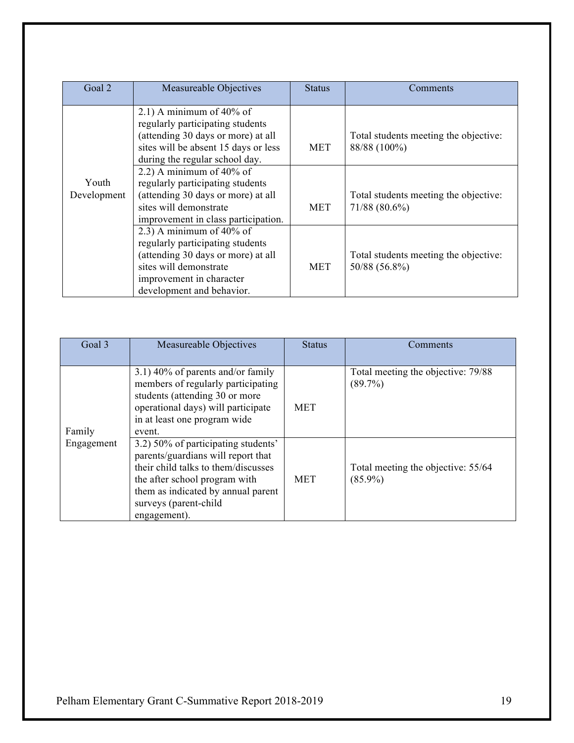| Goal 2 | Measureable Objectives | Status | Comments |
|---|---|---|---|
| Youth Development | 2.1) A minimum of 40% of regularly participating students (attending 30 days or more) at all sites will be absent 15 days or less during the regular school day. | MET | Total students meeting the objective: 88/88 (100%) |
| | 2.2) A minimum of 40% of regularly participating students (attending 30 days or more) at all sites will demonstrate improvement in class participation. | MET | Total students meeting the objective: 71/88 (80.6%) |
| | 2.3) A minimum of 40% of regularly participating students (attending 30 days or more) at all sites will demonstrate improvement in character development and behavior. | MET | Total students meeting the objective: 50/88 (56.8%) |

| Goal 3 | Measureable Objectives | Status | Comments |
|---|---|---|---|
| Family Engagement | 3.1) 40% of parents and/or family members of regularly participating students (attending 30 or more operational days) will participate in at least one program wide event. | MET | Total meeting the objective: 79/88 (89.7%) |
| | 3.2) 50% of participating students' parents/guardians will report that their child talks to them/discusses the after school program with them as indicated by annual parent surveys (parent-child engagement). | MET | Total meeting the objective: 55/64 (85.9%) |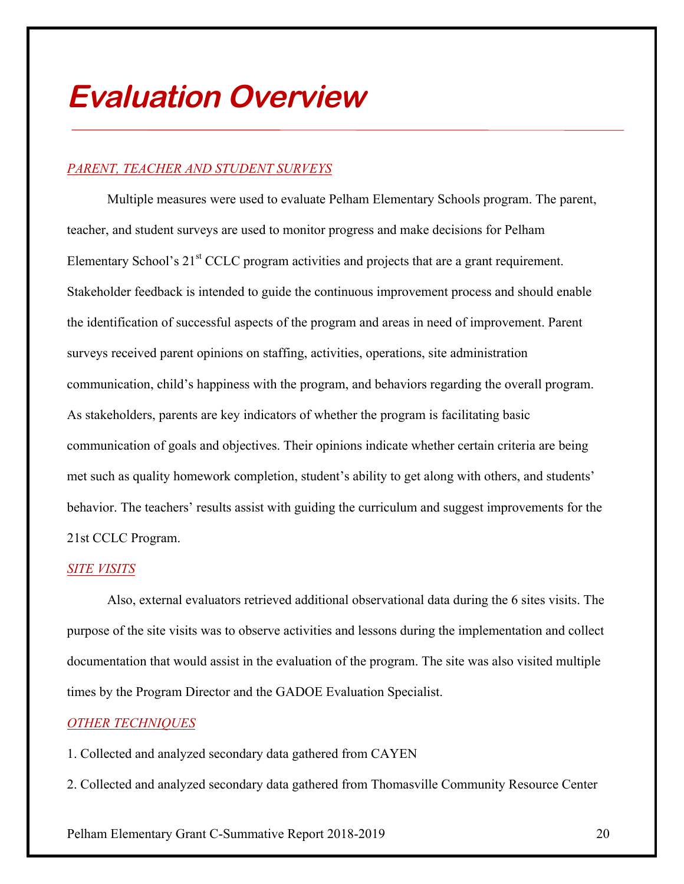# Evaluation Overview

*PARENT, TEACHER AND STUDENT SURVEYS*

Multiple measures were used to evaluate Pelham Elementary Schools program. The parent, teacher, and student surveys are used to monitor progress and make decisions for Pelham Elementary School's 21st CCLC program activities and projects that are a grant requirement. Stakeholder feedback is intended to guide the continuous improvement process and should enable the identification of successful aspects of the program and areas in need of improvement. Parent surveys received parent opinions on staffing, activities, operations, site administration communication, child's happiness with the program, and behaviors regarding the overall program. As stakeholders, parents are key indicators of whether the program is facilitating basic communication of goals and objectives. Their opinions indicate whether certain criteria are being met such as quality homework completion, student's ability to get along with others, and students' behavior. The teachers' results assist with guiding the curriculum and suggest improvements for the 21st CCLC Program.

*SITE VISITS*

Also, external evaluators retrieved additional observational data during the 6 sites visits. The purpose of the site visits was to observe activities and lessons during the implementation and collect documentation that would assist in the evaluation of the program. The site was also visited multiple times by the Program Director and the GADOE Evaluation Specialist.

*OTHER TECHNIQUES*

1. Collected and analyzed secondary data gathered from CAYEN
2. Collected and analyzed secondary data gathered from Thomasville Community Resource Center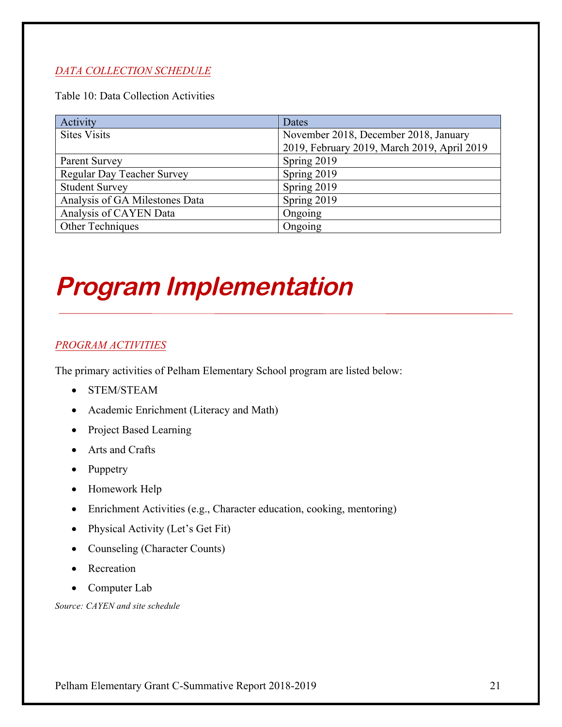### *DATA COLLECTION SCHEDULE*

Table 10: Data Collection Activities

| Activity | Dates |
|---|---|
| Sites Visits | November 2018, December 2018, January 2019, February 2019, March 2019, April 2019 |
| Parent Survey | Spring 2019 |
| Regular Day Teacher Survey | Spring 2019 |
| Student Survey | Spring 2019 |
| Analysis of GA Milestones Data | Spring 2019 |
| Analysis of CAYEN Data | Ongoing |
| Other Techniques | Ongoing |

# Program Implementation

### *PROGRAM ACTIVITIES*

The primary activities of Pelham Elementary School program are listed below:

- STEM/STEAM
- Academic Enrichment (Literacy and Math)
- Project Based Learning
- Arts and Crafts
- Puppetry
- Homework Help
- Enrichment Activities (e.g., Character education, cooking, mentoring)
- Physical Activity (Let's Get Fit)
- Counseling (Character Counts)
- Recreation
- Computer Lab

*Source: CAYEN and site schedule*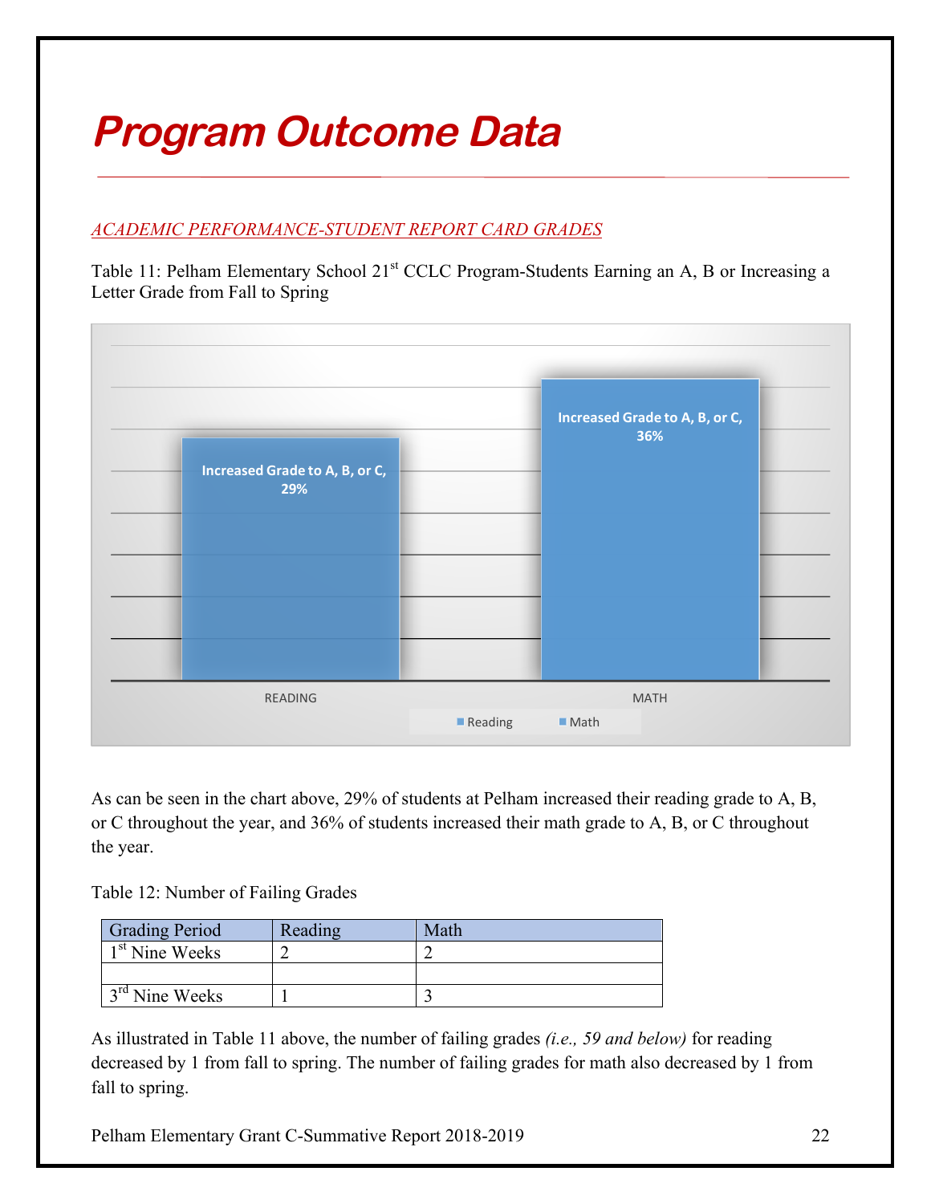# Program Outcome Data

## ACADEMIC PERFORMANCE-STUDENT REPORT CARD GRADES

Table 11: Pelham Elementary School 21st CCLC Program-Students Earning an A, B or Increasing a Letter Grade from Fall to Spring

| | Reading | Math |
|---|---|---|
| Increased Grade to A, B, or C | 29% | 36% |

As can be seen in the chart above, 29% of students at Pelham increased their reading grade to A, B, or C throughout the year, and 36% of students increased their math grade to A, B, or C throughout the year.

Table 12: Number of Failing Grades

| Grading Period | Reading | Math |
|---|---|---|
| 1st Nine Weeks | 2 | 2 |
| | | |
| 3rd Nine Weeks | 1 | 3 |

As illustrated in Table 11 above, the number of failing grades *(i.e., 59 and below)* for reading decreased by 1 from fall to spring. The number of failing grades for math also decreased by 1 from fall to spring.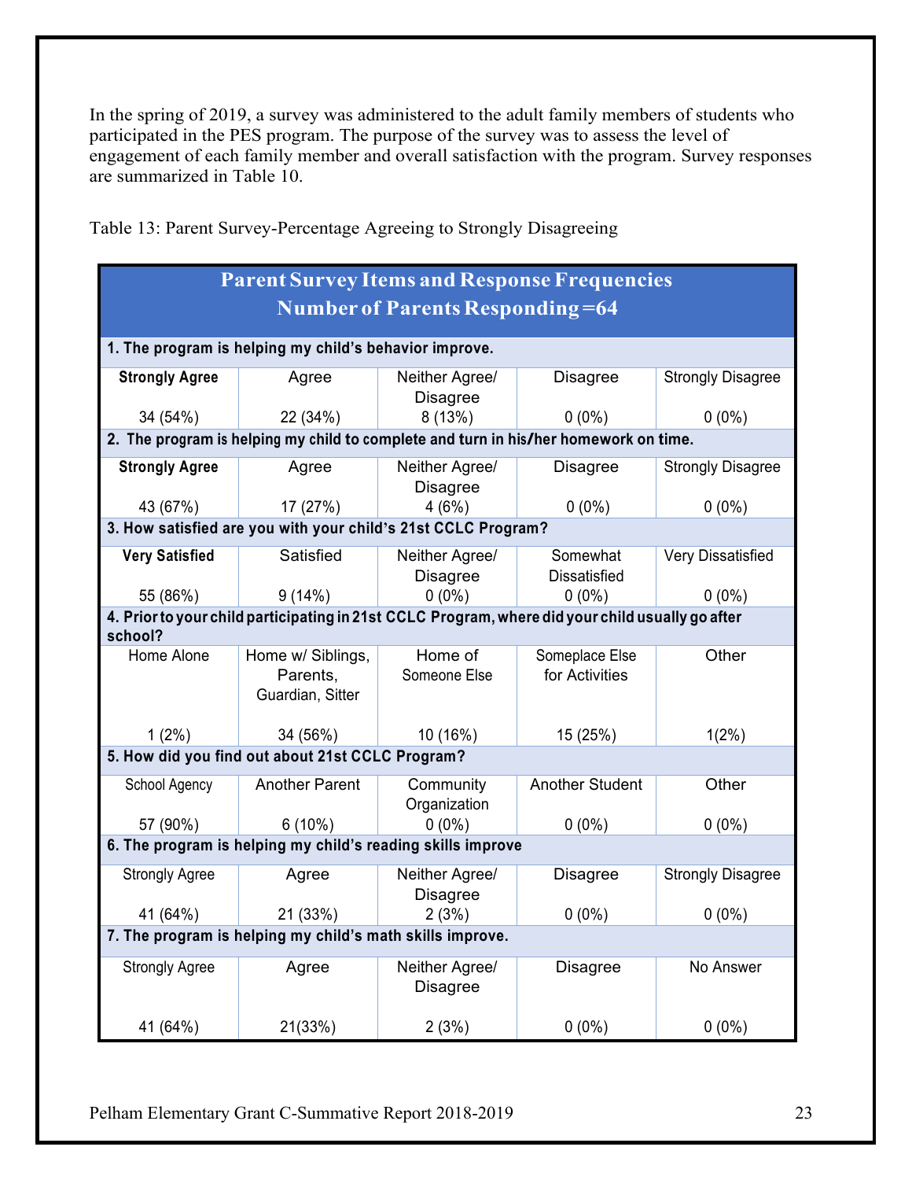In the spring of 2019, a survey was administered to the adult family members of students who participated in the PES program. The purpose of the survey was to assess the level of engagement of each family member and overall satisfaction with the program. Survey responses are summarized in Table 10.

Table 13: Parent Survey-Percentage Agreeing to Strongly Disagreeing

| **Parent Survey Items and Response Frequencies Number of Parents Responding =64** | | | | |
|---|---|---|---|---|
| **1. The program is helping my child's behavior improve.** | | | | |
| **Strongly Agree** | Agree | Neither Agree/ Disagree | Disagree | Strongly Disagree |
| 34 (54%) | 22 (34%) | 8 (13%) | 0 (0%) | 0 (0%) |
| **2. The program is helping my child to complete and turn in his/her homework on time.** | | | | |
| **Strongly Agree** | Agree | Neither Agree/ Disagree | Disagree | Strongly Disagree |
| 43 (67%) | 17 (27%) | 4 (6%) | 0 (0%) | 0 (0%) |
| **3. How satisfied are you with your child's 21st CCLC Program?** | | | | |
| **Very Satisfied** | Satisfied | Neither Agree/ Disagree | Somewhat Dissatisfied | Very Dissatisfied |
| 55 (86%) | 9 (14%) | 0 (0%) | 0 (0%) | 0 (0%) |
| **4. Prior to your child participating in 21st CCLC Program, where did your child usually go after school?** | | | | |
| Home Alone | Home w/ Siblings, Parents, Guardian, Sitter | Home of Someone Else | Someplace Else for Activities | Other |
| 1 (2%) | 34 (56%) | 10 (16%) | 15 (25%) | 1(2%) |
| **5. How did you find out about 21st CCLC Program?** | | | | |
| School Agency | Another Parent | Community Organization | Another Student | Other |
| 57 (90%) | 6 (10%) | 0 (0%) | 0 (0%) | 0 (0%) |
| **6. The program is helping my child's reading skills improve** | | | | |
| Strongly Agree | Agree | Neither Agree/ Disagree | Disagree | Strongly Disagree |
| 41 (64%) | 21 (33%) | 2 (3%) | 0 (0%) | 0 (0%) |
| **7. The program is helping my child's math skills improve.** | | | | |
| Strongly Agree | Agree | Neither Agree/ Disagree | Disagree | No Answer |
| 41 (64%) | 21(33%) | 2 (3%) | 0 (0%) | 0 (0%) |

Pelham Elementary Grant C-Summative Report 2018-2019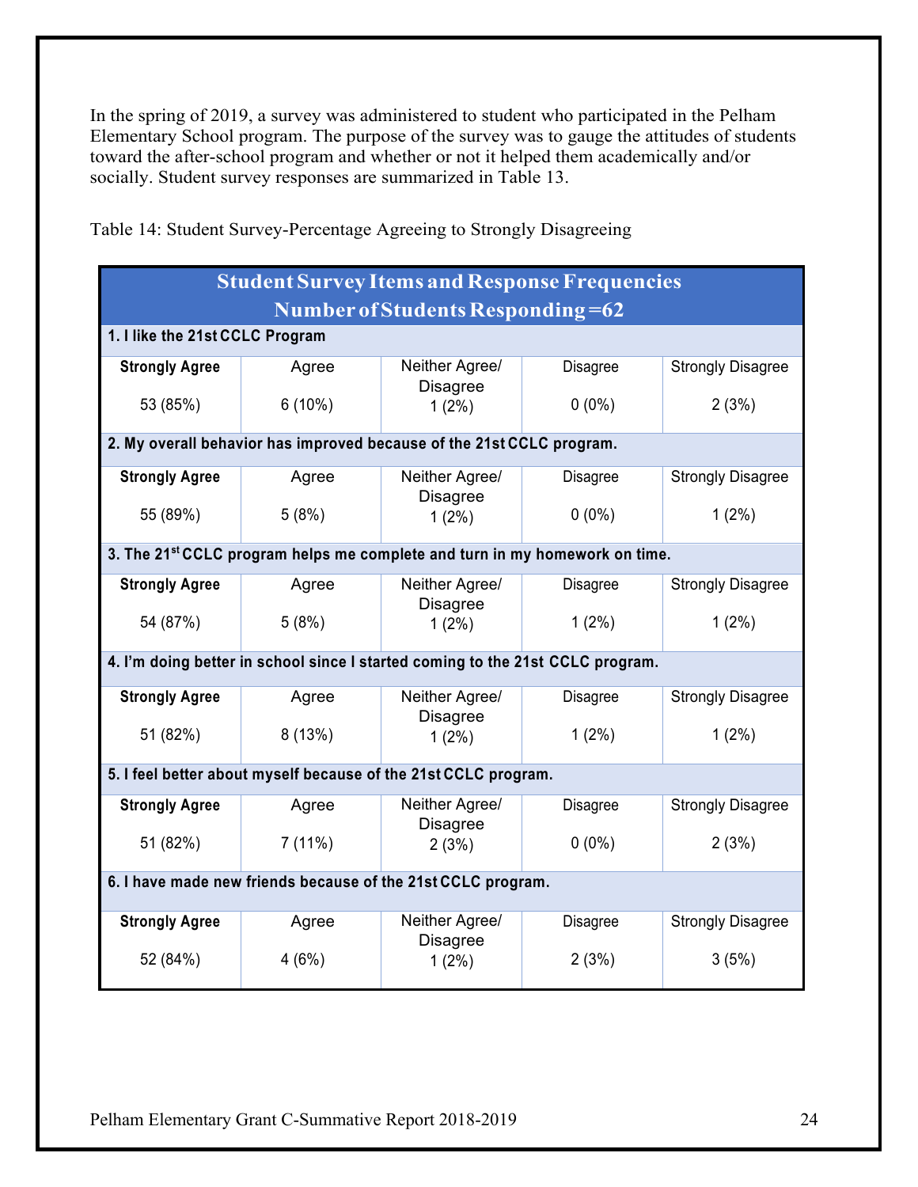In the spring of 2019, a survey was administered to student who participated in the Pelham Elementary School program. The purpose of the survey was to gauge the attitudes of students toward the after-school program and whether or not it helped them academically and/or socially. Student survey responses are summarized in Table 13.

Table 14: Student Survey-Percentage Agreeing to Strongly Disagreeing

| **Student Survey Items and Response Frequencies Number of Students Responding =62** | | | | |
|---|---|---|---|---|
| **1. I like the 21st CCLC Program** | | | | |
| **Strongly Agree** | Agree | Neither Agree/ Disagree | Disagree | Strongly Disagree |
| 53 (85%) | 6 (10%) | 1 (2%) | 0 (0%) | 2 (3%) |
| **2. My overall behavior has improved because of the 21st CCLC program.** | | | | |
| **Strongly Agree** | Agree | Neither Agree/ Disagree | Disagree | Strongly Disagree |
| 55 (89%) | 5 (8%) | 1 (2%) | 0 (0%) | 1 (2%) |
| **3. The 21st CCLC program helps me complete and turn in my homework on time.** | | | | |
| **Strongly Agree** | Agree | Neither Agree/ Disagree | Disagree | Strongly Disagree |
| 54 (87%) | 5 (8%) | 1 (2%) | 1 (2%) | 1 (2%) |
| **4. I'm doing better in school since I started coming to the 21st CCLC program.** | | | | |
| **Strongly Agree** | Agree | Neither Agree/ Disagree | Disagree | Strongly Disagree |
| 51 (82%) | 8 (13%) | 1 (2%) | 1 (2%) | 1 (2%) |
| **5. I feel better about myself because of the 21st CCLC program.** | | | | |
| **Strongly Agree** | Agree | Neither Agree/ Disagree | Disagree | Strongly Disagree |
| 51 (82%) | 7 (11%) | 2 (3%) | 0 (0%) | 2 (3%) |
| **6. I have made new friends because of the 21st CCLC program.** | | | | |
| **Strongly Agree** | Agree | Neither Agree/ Disagree | Disagree | Strongly Disagree |
| 52 (84%) | 4 (6%) | 1 (2%) | 2 (3%) | 3 (5%) |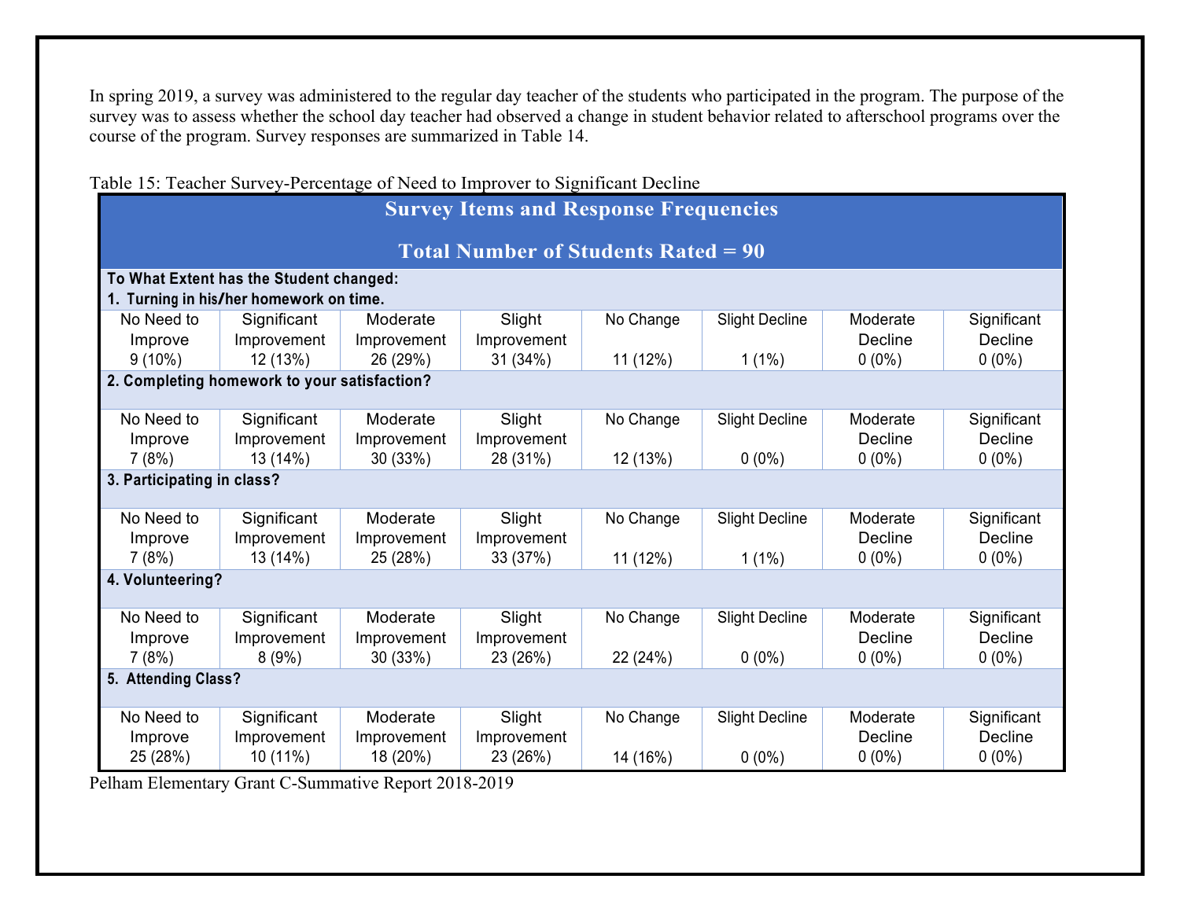In spring 2019, a survey was administered to the regular day teacher of the students who participated in the program. The purpose of the survey was to assess whether the school day teacher had observed a change in student behavior related to afterschool programs over the course of the program. Survey responses are summarized in Table 14.

Table 15: Teacher Survey-Percentage of Need to Improver to Significant Decline

| **Survey Items and Response Frequencies** | | | | | | | |
|---|---|---|---|---|---|---|---|
| **Total Number of Students Rated = 90** | | | | | | | |
| **To What Extent has the Student changed:** | | | | | | | |
| **1. Turning in his/her homework on time.** | | | | | | | |
| No Need to Improve | Significant Improvement | Moderate Improvement | Slight Improvement | No Change | Slight Decline | Moderate Decline | Significant Decline |
| 9 (10%) | 12 (13%) | 26 (29%) | 31 (34%) | 11 (12%) | 1 (1%) | 0 (0%) | 0 (0%) |
| **2. Completing homework to your satisfaction?** | | | | | | | |
| No Need to Improve | Significant Improvement | Moderate Improvement | Slight Improvement | No Change | Slight Decline | Moderate Decline | Significant Decline |
| 7 (8%) | 13 (14%) | 30 (33%) | 28 (31%) | 12 (13%) | 0 (0%) | 0 (0%) | 0 (0%) |
| **3. Participating in class?** | | | | | | | |
| No Need to Improve | Significant Improvement | Moderate Improvement | Slight Improvement | No Change | Slight Decline | Moderate Decline | Significant Decline |
| 7 (8%) | 13 (14%) | 25 (28%) | 33 (37%) | 11 (12%) | 1 (1%) | 0 (0%) | 0 (0%) |
| **4. Volunteering?** | | | | | | | |
| No Need to Improve | Significant Improvement | Moderate Improvement | Slight Improvement | No Change | Slight Decline | Moderate Decline | Significant Decline |
| 7 (8%) | 8 (9%) | 30 (33%) | 23 (26%) | 22 (24%) | 0 (0%) | 0 (0%) | 0 (0%) |
| **5. Attending Class?** | | | | | | | |
| No Need to Improve | Significant Improvement | Moderate Improvement | Slight Improvement | No Change | Slight Decline | Moderate Decline | Significant Decline |
| 25 (28%) | 10 (11%) | 18 (20%) | 23 (26%) | 14 (16%) | 0 (0%) | 0 (0%) | 0 (0%) |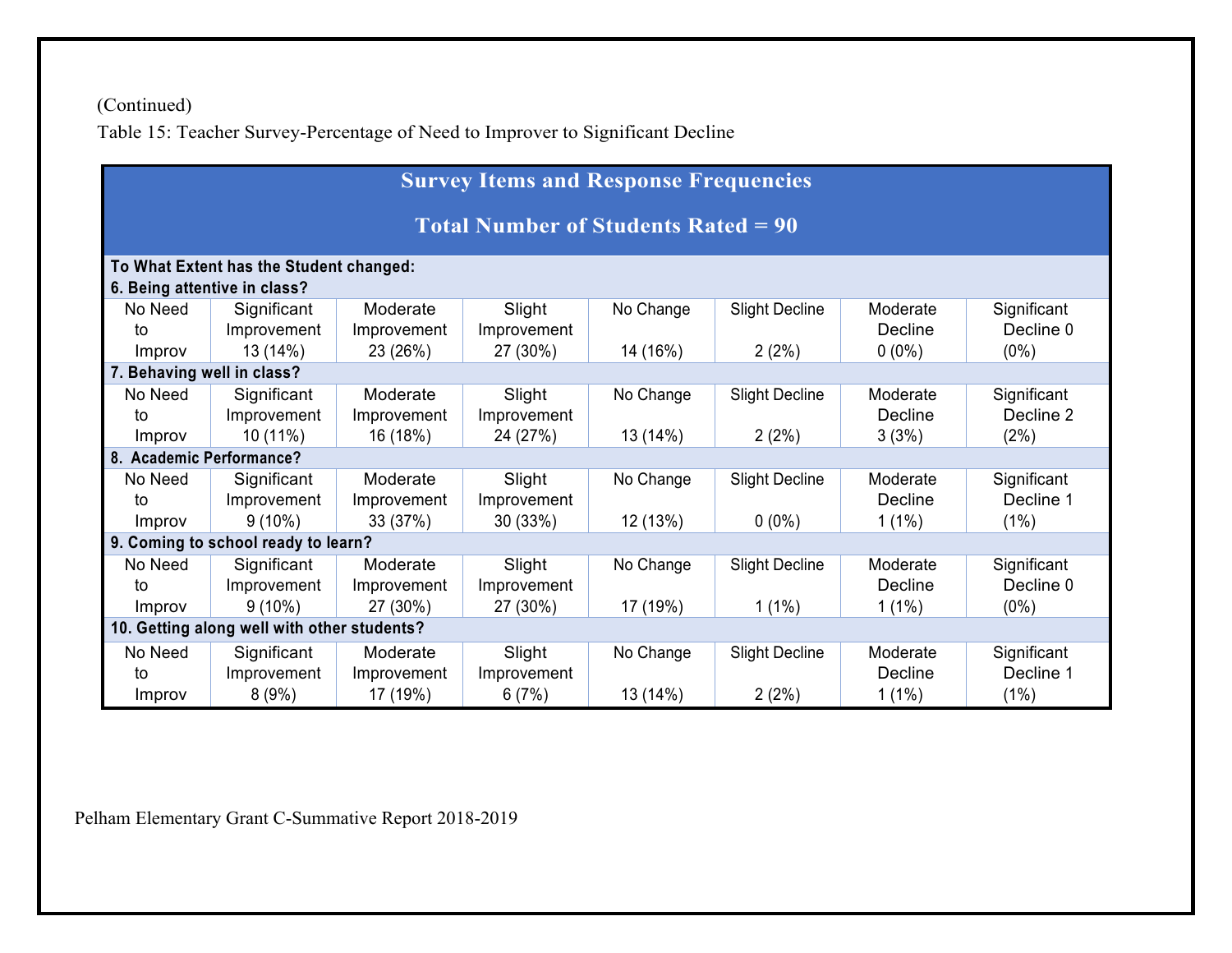(Continued)

Table 15: Teacher Survey-Percentage of Need to Improver to Significant Decline

| Survey Items and Response Frequencies<br>Total Number of Students Rated = 90 | | | | | | | |
|---|---|---|---|---|---|---|---|
| **To What Extent has the Student changed:**<br>**6. Being attentive in class?** | | | | | | | |
| No Need to Improv | Significant Improvement 13 (14%) | Moderate Improvement 23 (26%) | Slight Improvement 27 (30%) | No Change 14 (16%) | Slight Decline 2 (2%) | Moderate Decline 0 (0%) | Significant Decline 0 (0%) |
| **7. Behaving well in class?** | | | | | | | |
| No Need to Improv | Significant Improvement 10 (11%) | Moderate Improvement 16 (18%) | Slight Improvement 24 (27%) | No Change 13 (14%) | Slight Decline 2 (2%) | Moderate Decline 3 (3%) | Significant Decline 2 (2%) |
| **8. Academic Performance?** | | | | | | | |
| No Need to Improv | Significant Improvement 9 (10%) | Moderate Improvement 33 (37%) | Slight Improvement 30 (33%) | No Change 12 (13%) | Slight Decline 0 (0%) | Moderate Decline 1 (1%) | Significant Decline 1 (1%) |
| **9. Coming to school ready to learn?** | | | | | | | |
| No Need to Improv | Significant Improvement 9 (10%) | Moderate Improvement 27 (30%) | Slight Improvement 27 (30%) | No Change 17 (19%) | Slight Decline 1 (1%) | Moderate Decline 1 (1%) | Significant Decline 0 (0%) |
| **10. Getting along well with other students?** | | | | | | | |
| No Need to Improv | Significant Improvement 8 (9%) | Moderate Improvement 17 (19%) | Slight Improvement 6 (7%) | No Change 13 (14%) | Slight Decline 2 (2%) | Moderate Decline 1 (1%) | Significant Decline 1 (1%) |

Pelham Elementary Grant C-Summative Report 2018-2019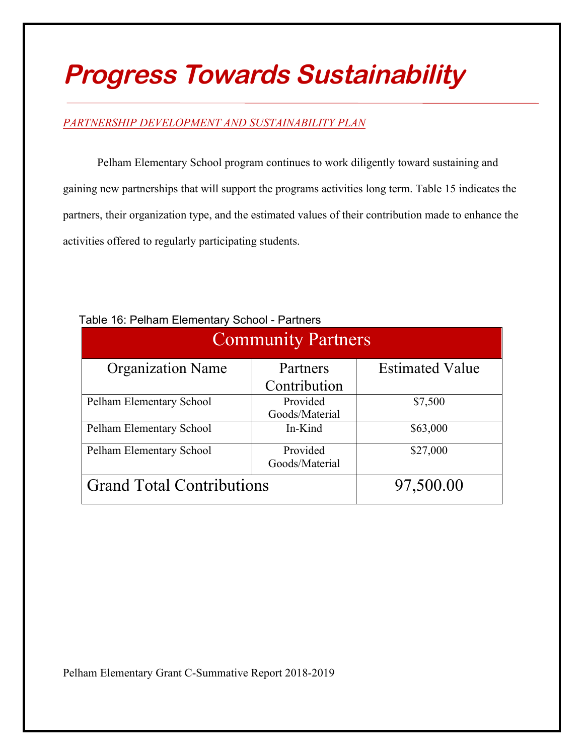# Progress Towards Sustainability

*PARTNERSHIP DEVELOPMENT AND SUSTAINABILITY PLAN*

Pelham Elementary School program continues to work diligently toward sustaining and gaining new partnerships that will support the programs activities long term. Table 15 indicates the partners, their organization type, and the estimated values of their contribution made to enhance the activities offered to regularly participating students.

Table 16: Pelham Elementary School - Partners

| Community Partners | | |
|---|---|---|
| Organization Name | Partners Contribution | Estimated Value |
| Pelham Elementary School | Provided Goods/Material | $7,500 |
| Pelham Elementary School | In-Kind | $63,000 |
| Pelham Elementary School | Provided Goods/Material | $27,000 |
| Grand Total Contributions | | 97,500.00 |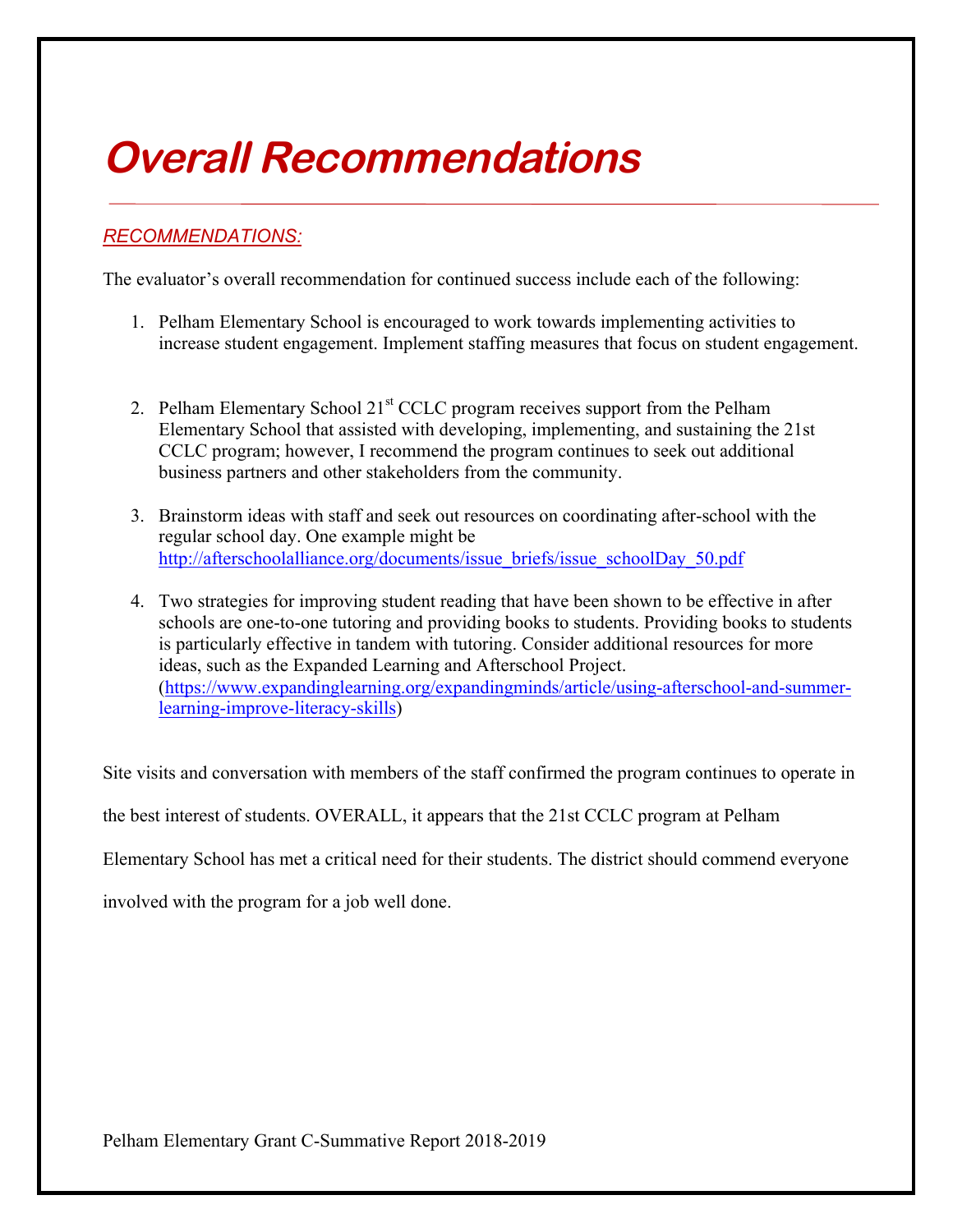# Overall Recommendations

*RECOMMENDATIONS:*

The evaluator's overall recommendation for continued success include each of the following:

1. Pelham Elementary School is encouraged to work towards implementing activities to increase student engagement. Implement staffing measures that focus on student engagement.

2. Pelham Elementary School 21st CCLC program receives support from the Pelham Elementary School that assisted with developing, implementing, and sustaining the 21st CCLC program; however, I recommend the program continues to seek out additional business partners and other stakeholders from the community.

3. Brainstorm ideas with staff and seek out resources on coordinating after-school with the regular school day. One example might be http://afterschoolalliance.org/documents/issue_briefs/issue_schoolDay_50.pdf

4. Two strategies for improving student reading that have been shown to be effective in after schools are one-to-one tutoring and providing books to students. Providing books to students is particularly effective in tandem with tutoring. Consider additional resources for more ideas, such as the Expanded Learning and Afterschool Project. (https://www.expandinglearning.org/expandingminds/article/using-afterschool-and-summer-learning-improve-literacy-skills)

Site visits and conversation with members of the staff confirmed the program continues to operate in the best interest of students. OVERALL, it appears that the 21st CCLC program at Pelham Elementary School has met a critical need for their students. The district should commend everyone involved with the program for a job well done.